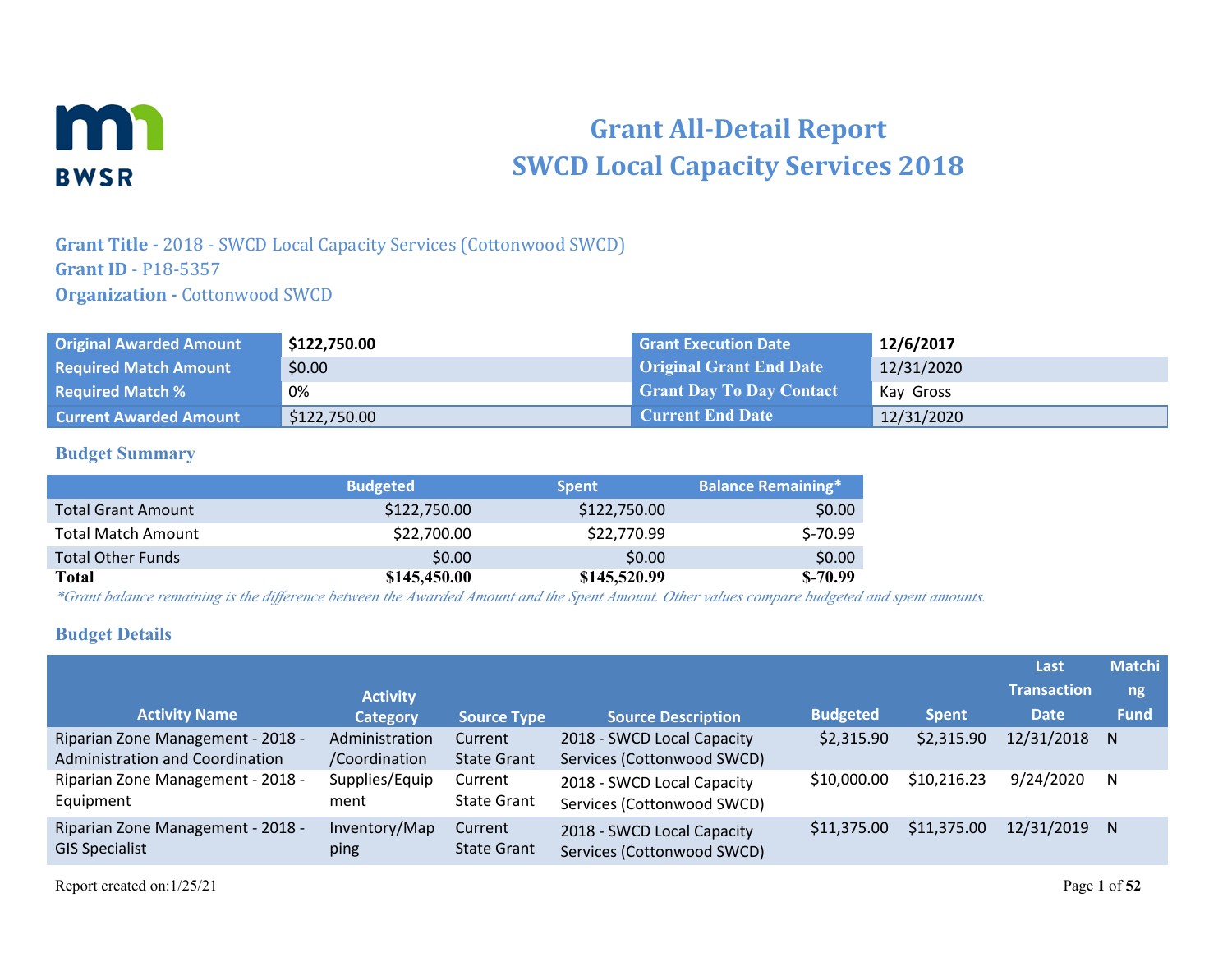# Grant All-Detail Report
# SWCD Local Capacity Services 2018

**Grant Title -** 2018 - SWCD Local Capacity Services (Cottonwood SWCD)
**Grant ID** - P18-5357
**Organization -** Cottonwood SWCD

| | | | |
|---|---|---|---|
| **Original Awarded Amount** | **$122,750.00** | **Grant Execution Date** | **12/6/2017** |
| **Required Match Amount** | $0.00 | **Original Grant End Date** | 12/31/2020 |
| **Required Match %** | 0% | **Grant Day To Day Contact** | Kay Gross |
| **Current Awarded Amount** | $122,750.00 | **Current End Date** | 12/31/2020 |

## Budget Summary

| | Budgeted | Spent | Balance Remaining* |
|---|---|---|---|
| Total Grant Amount | $122,750.00 | $122,750.00 | $0.00 |
| Total Match Amount | $22,700.00 | $22,770.99 | $-70.99 |
| Total Other Funds | $0.00 | $0.00 | $0.00 |
| **Total** | **$145,450.00** | **$145,520.99** | **$-70.99** |

*\*Grant balance remaining is the difference between the Awarded Amount and the Spent Amount. Other values compare budgeted and spent amounts.*

## Budget Details

| Activity Name | Activity Category | Source Type | Source Description | Budgeted | Spent | Last Transaction Date | Matching Fund |
|---|---|---|---|---|---|---|---|
| Riparian Zone Management - 2018 - Administration and Coordination | Administration/Coordination | Current State Grant | 2018 - SWCD Local Capacity Services (Cottonwood SWCD) | $2,315.90 | $2,315.90 | 12/31/2018 | N |
| Riparian Zone Management - 2018 - Equipment | Supplies/Equipment | Current State Grant | 2018 - SWCD Local Capacity Services (Cottonwood SWCD) | $10,000.00 | $10,216.23 | 9/24/2020 | N |
| Riparian Zone Management - 2018 - GIS Specialist | Inventory/Mapping | Current State Grant | 2018 - SWCD Local Capacity Services (Cottonwood SWCD) | $11,375.00 | $11,375.00 | 12/31/2019 | N |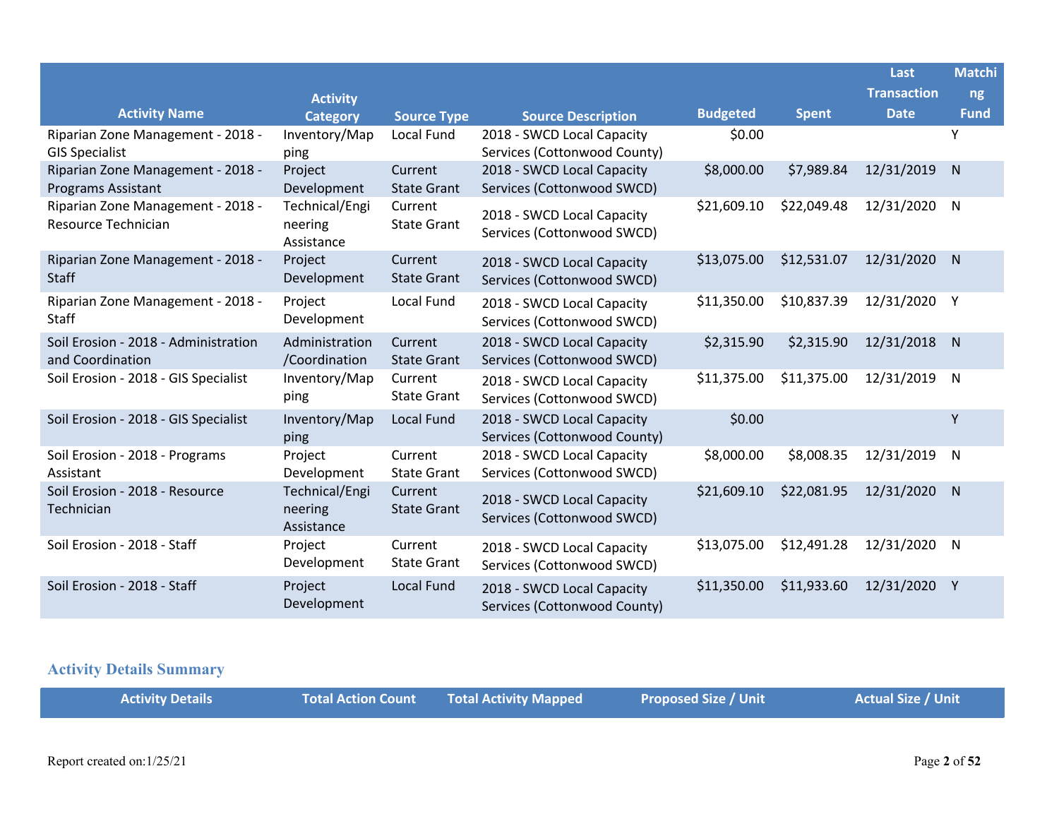| Activity Name | Activity Category | Source Type | Source Description | Budgeted | Spent | Last Transaction Date | Matching Fund |
|---|---|---|---|---|---|---|---|
| Riparian Zone Management - 2018 - GIS Specialist | Inventory/Mapping | Local Fund | 2018 - SWCD Local Capacity Services (Cottonwood County) | $0.00 | | | Y |
| Riparian Zone Management - 2018 - Programs Assistant | Project Development | Current State Grant | 2018 - SWCD Local Capacity Services (Cottonwood SWCD) | $8,000.00 | $7,989.84 | 12/31/2019 | N |
| Riparian Zone Management - 2018 - Resource Technician | Technical/Engineering Assistance | Current State Grant | 2018 - SWCD Local Capacity Services (Cottonwood SWCD) | $21,609.10 | $22,049.48 | 12/31/2020 | N |
| Riparian Zone Management - 2018 - Staff | Project Development | Current State Grant | 2018 - SWCD Local Capacity Services (Cottonwood SWCD) | $13,075.00 | $12,531.07 | 12/31/2020 | N |
| Riparian Zone Management - 2018 - Staff | Project Development | Local Fund | 2018 - SWCD Local Capacity Services (Cottonwood SWCD) | $11,350.00 | $10,837.39 | 12/31/2020 | Y |
| Soil Erosion - 2018 - Administration and Coordination | Administration/Coordination | Current State Grant | 2018 - SWCD Local Capacity Services (Cottonwood SWCD) | $2,315.90 | $2,315.90 | 12/31/2018 | N |
| Soil Erosion - 2018 - GIS Specialist | Inventory/Mapping | Current State Grant | 2018 - SWCD Local Capacity Services (Cottonwood SWCD) | $11,375.00 | $11,375.00 | 12/31/2019 | N |
| Soil Erosion - 2018 - GIS Specialist | Inventory/Mapping | Local Fund | 2018 - SWCD Local Capacity Services (Cottonwood County) | $0.00 | | | Y |
| Soil Erosion - 2018 - Programs Assistant | Project Development | Current State Grant | 2018 - SWCD Local Capacity Services (Cottonwood SWCD) | $8,000.00 | $8,008.35 | 12/31/2019 | N |
| Soil Erosion - 2018 - Resource Technician | Technical/Engineering Assistance | Current State Grant | 2018 - SWCD Local Capacity Services (Cottonwood SWCD) | $21,609.10 | $22,081.95 | 12/31/2020 | N |
| Soil Erosion - 2018 - Staff | Project Development | Current State Grant | 2018 - SWCD Local Capacity Services (Cottonwood SWCD) | $13,075.00 | $12,491.28 | 12/31/2020 | N |
| Soil Erosion - 2018 - Staff | Project Development | Local Fund | 2018 - SWCD Local Capacity Services (Cottonwood County) | $11,350.00 | $11,933.60 | 12/31/2020 | Y |

### Activity Details Summary

| Activity Details | Total Action Count | Total Activity Mapped | Proposed Size / Unit | Actual Size / Unit |
|---|---|---|---|---|

Report created on:1/25/21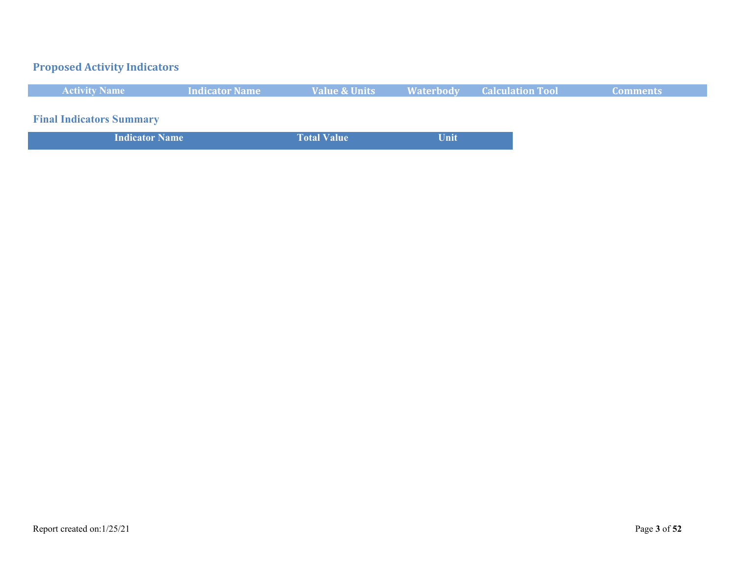## Proposed Activity Indicators

| Activity Name | Indicator Name | Value & Units | Waterbody | Calculation Tool | Comments |
|---|---|---|---|---|---|

## Final Indicators Summary

| Indicator Name | Total Value | Unit |
|---|---|---|

Report created on:1/25/21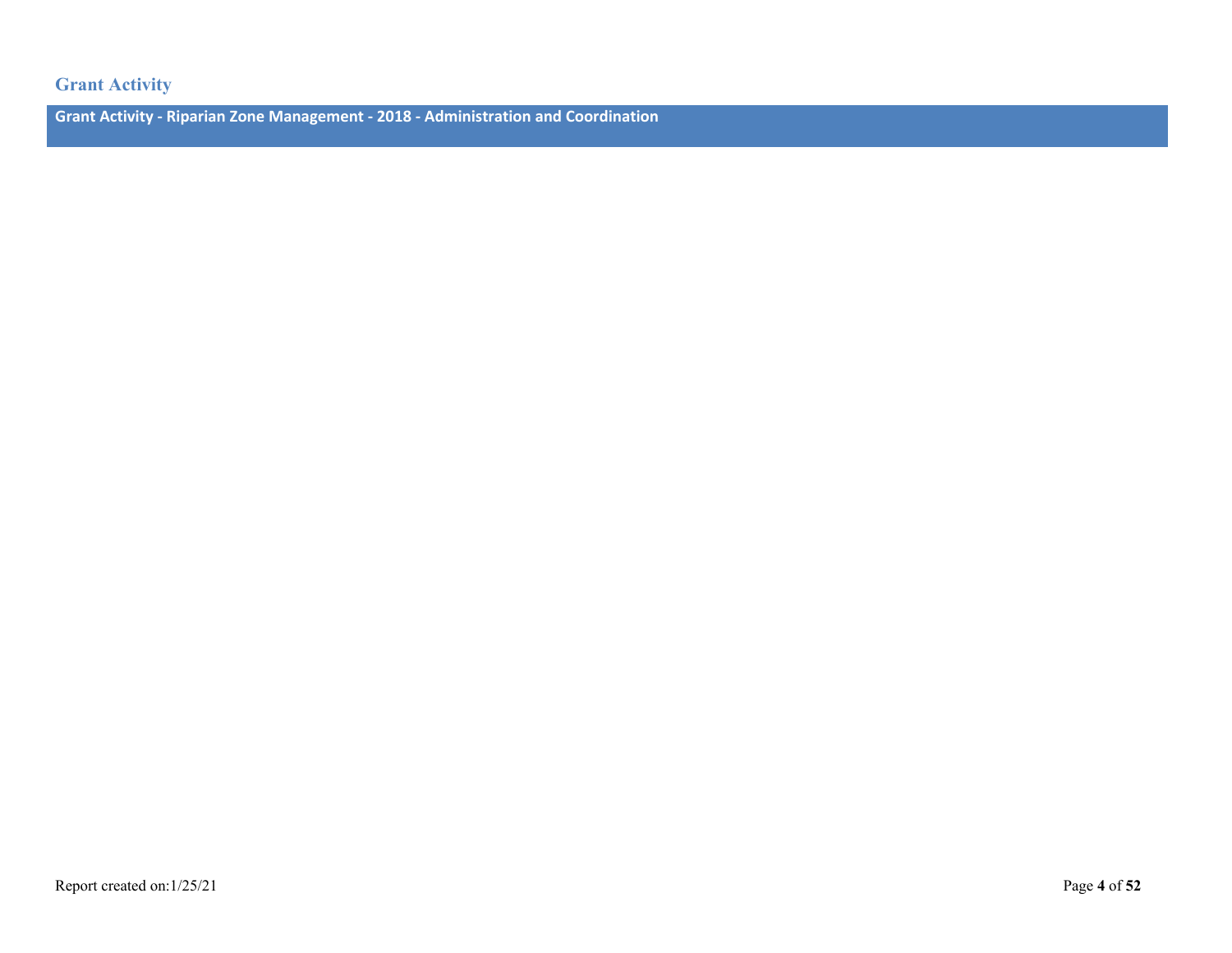## Grant Activity

**Grant Activity - Riparian Zone Management - 2018 - Administration and Coordination**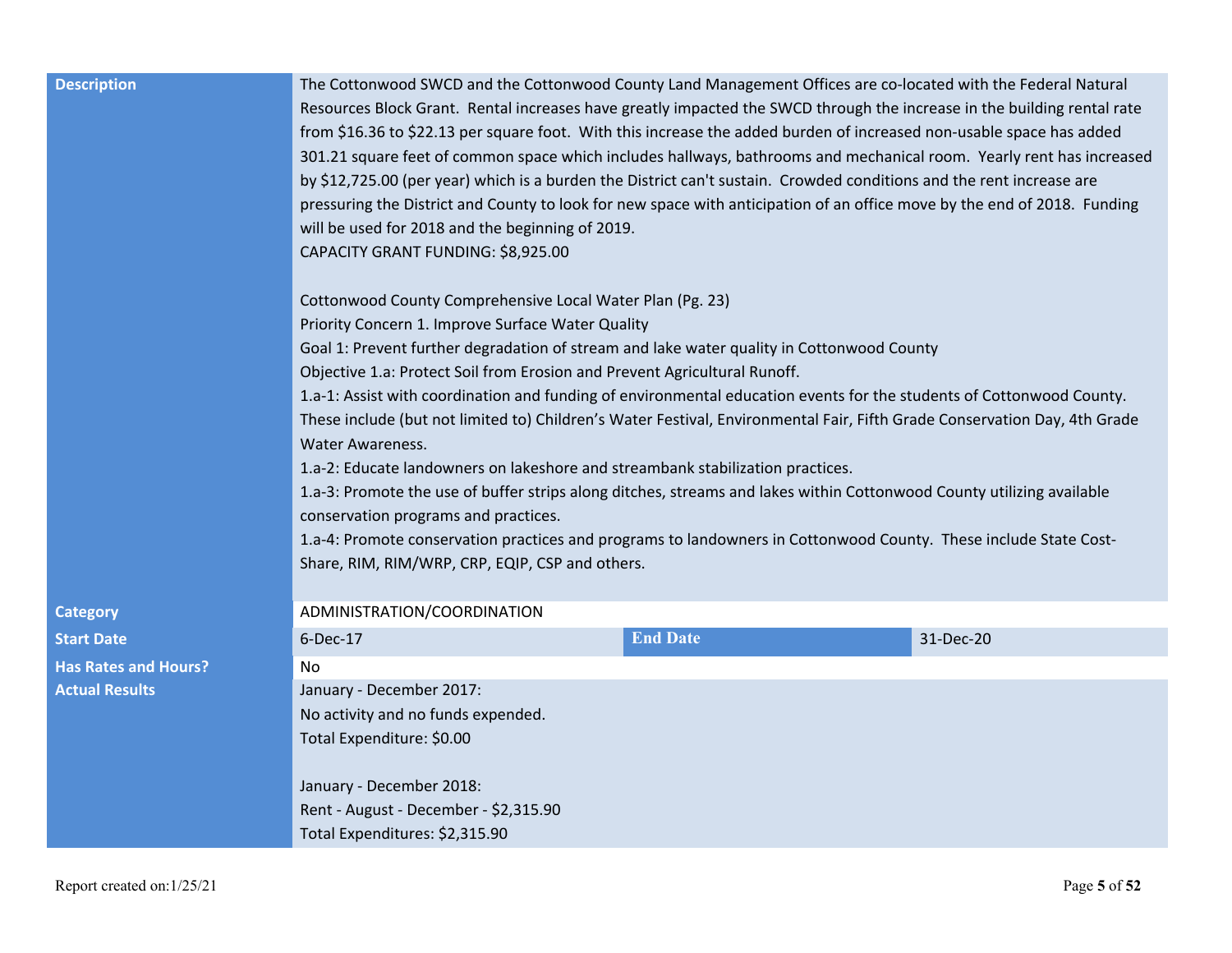| | | | |
|---|---|---|---|
| **Description** | The Cottonwood SWCD and the Cottonwood County Land Management Offices are co-located with the Federal Natural Resources Block Grant. Rental increases have greatly impacted the SWCD through the increase in the building rental rate from $16.36 to $22.13 per square foot. With this increase the added burden of increased non-usable space has added 301.21 square feet of common space which includes hallways, bathrooms and mechanical room. Yearly rent has increased by $12,725.00 (per year) which is a burden the District can't sustain. Crowded conditions and the rent increase are pressuring the District and County to look for new space with anticipation of an office move by the end of 2018. Funding will be used for 2018 and the beginning of 2019.<br>CAPACITY GRANT FUNDING: $8,925.00<br><br>Cottonwood County Comprehensive Local Water Plan (Pg. 23)<br>Priority Concern 1. Improve Surface Water Quality<br>Goal 1: Prevent further degradation of stream and lake water quality in Cottonwood County<br>Objective 1.a: Protect Soil from Erosion and Prevent Agricultural Runoff.<br>1.a-1: Assist with coordination and funding of environmental education events for the students of Cottonwood County. These include (but not limited to) Children's Water Festival, Environmental Fair, Fifth Grade Conservation Day, 4th Grade Water Awareness.<br>1.a-2: Educate landowners on lakeshore and streambank stabilization practices.<br>1.a-3: Promote the use of buffer strips along ditches, streams and lakes within Cottonwood County utilizing available conservation programs and practices.<br>1.a-4: Promote conservation practices and programs to landowners in Cottonwood County. These include State Cost-Share, RIM, RIM/WRP, CRP, EQIP, CSP and others. | | |
| **Category** | ADMINISTRATION/COORDINATION | | |
| **Start Date** | 6-Dec-17 | **End Date** | 31-Dec-20 |
| **Has Rates and Hours?** | No | | |
| **Actual Results** | January - December 2017:<br>No activity and no funds expended.<br>Total Expenditure: $0.00<br><br>January - December 2018:<br>Rent - August - December - $2,315.90<br>Total Expenditures: $2,315.90 | | |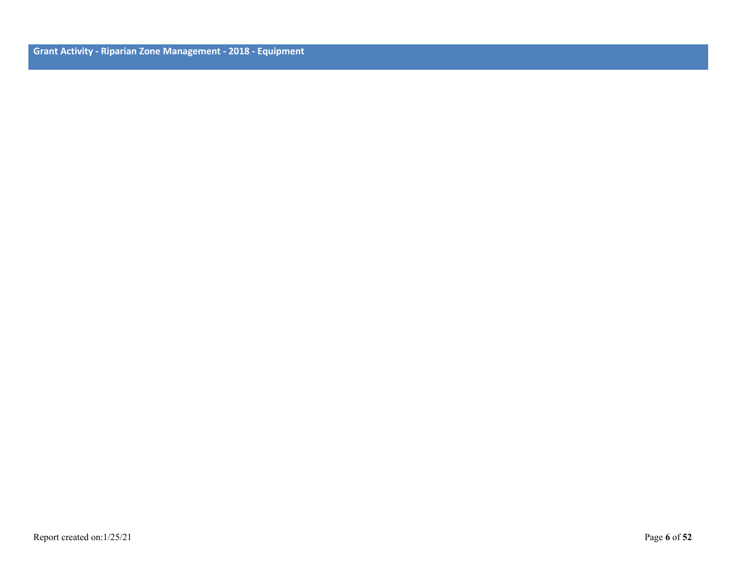## Grant Activity - Riparian Zone Management - 2018 - Equipment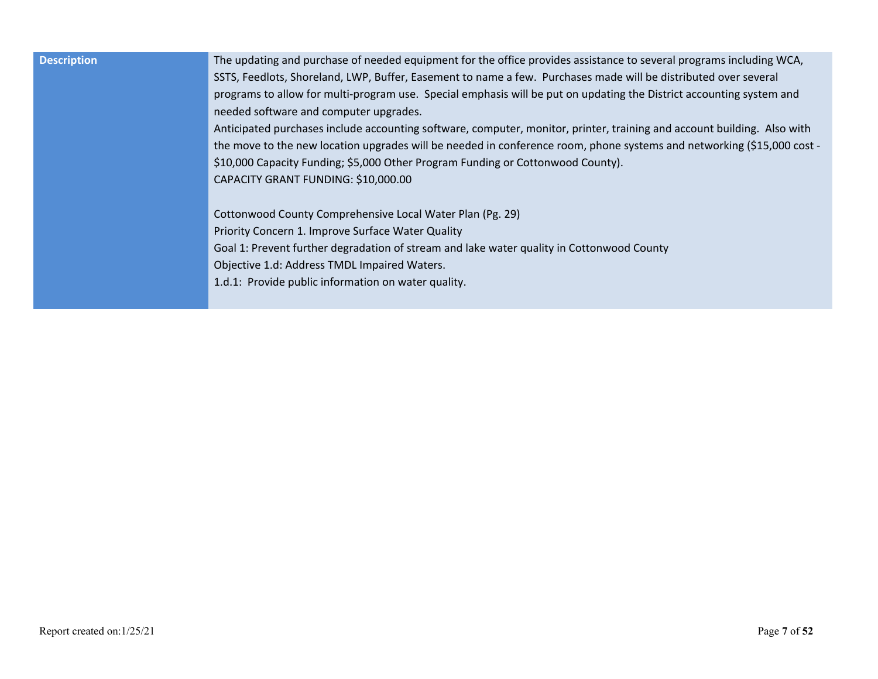| Description | The updating and purchase of needed equipment for the office provides assistance to several programs including WCA, SSTS, Feedlots, Shoreland, LWP, Buffer, Easement to name a few. Purchases made will be distributed over several programs to allow for multi-program use. Special emphasis will be put on updating the District accounting system and needed software and computer upgrades.<br>Anticipated purchases include accounting software, computer, monitor, printer, training and account building. Also with the move to the new location upgrades will be needed in conference room, phone systems and networking ($15,000 cost - $10,000 Capacity Funding; $5,000 Other Program Funding or Cottonwood County).<br>CAPACITY GRANT FUNDING: $10,000.00<br><br>Cottonwood County Comprehensive Local Water Plan (Pg. 29)<br>Priority Concern 1. Improve Surface Water Quality<br>Goal 1: Prevent further degradation of stream and lake water quality in Cottonwood County<br>Objective 1.d: Address TMDL Impaired Waters.<br>1.d.1: Provide public information on water quality. |
|---|---|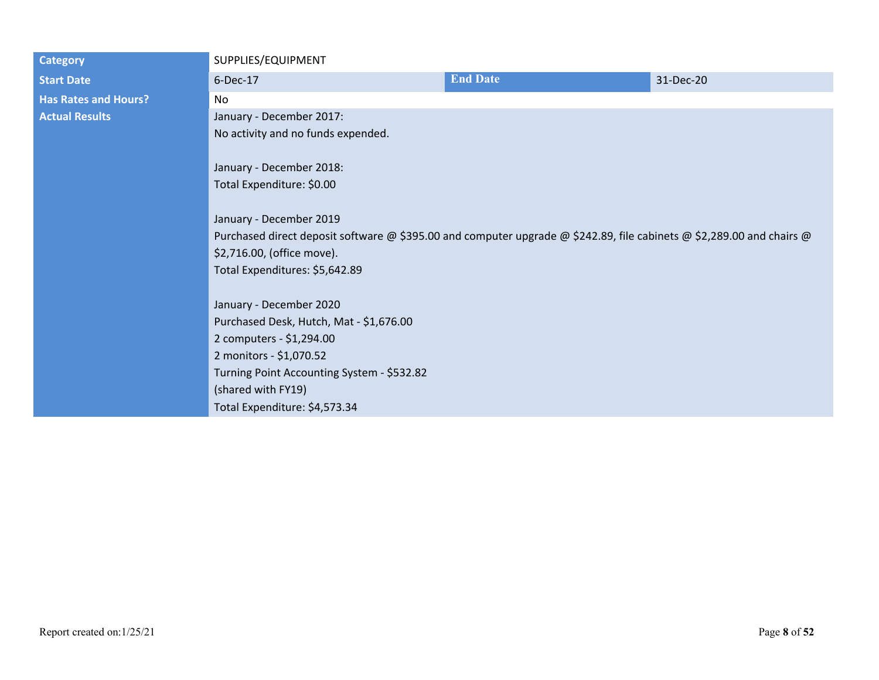| Category | SUPPLIES/EQUIPMENT | | |
|---|---|---|---|
| Start Date | 6-Dec-17 | End Date | 31-Dec-20 |
| Has Rates and Hours? | No | | |
| Actual Results | January - December 2017:<br>No activity and no funds expended.<br><br>January - December 2018:<br>Total Expenditure: $0.00<br><br>January - December 2019<br>Purchased direct deposit software @ $395.00 and computer upgrade @ $242.89, file cabinets @ $2,289.00 and chairs @ $2,716.00, (office move).<br>Total Expenditures: $5,642.89<br><br>January - December 2020<br>Purchased Desk, Hutch, Mat - $1,676.00<br>2 computers - $1,294.00<br>2 monitors - $1,070.52<br>Turning Point Accounting System - $532.82<br>(shared with FY19)<br>Total Expenditure: $4,573.34 | | |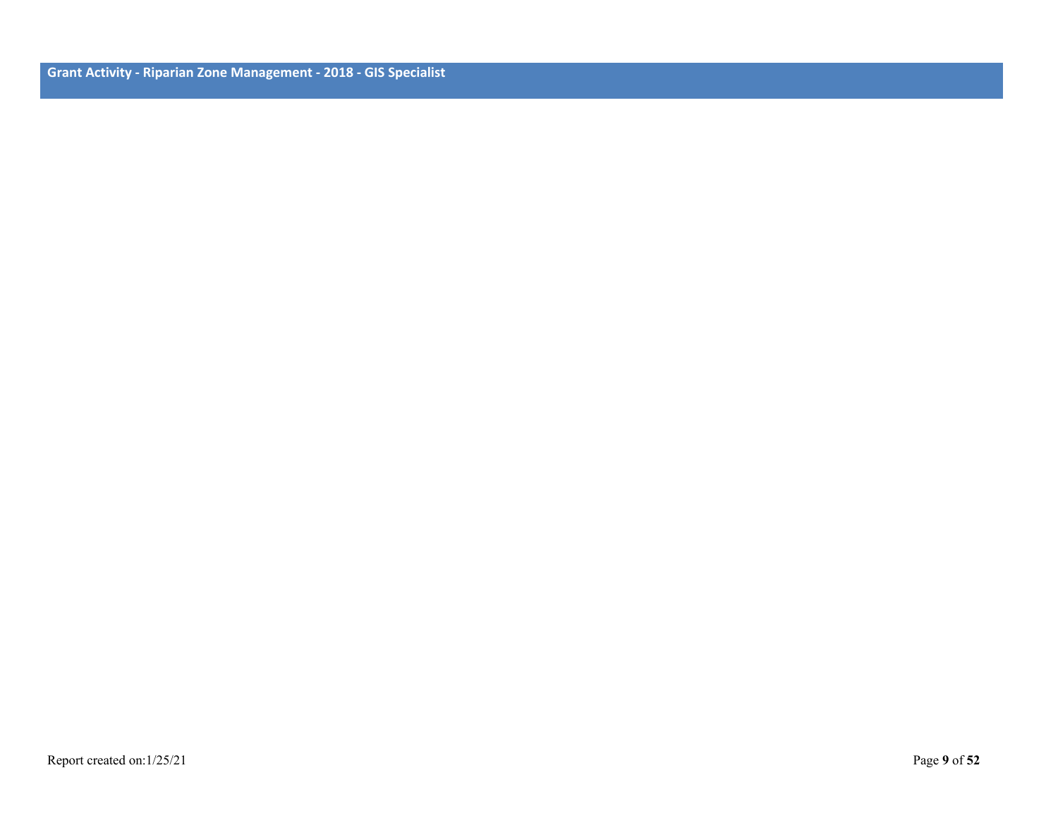## Grant Activity - Riparian Zone Management - 2018 - GIS Specialist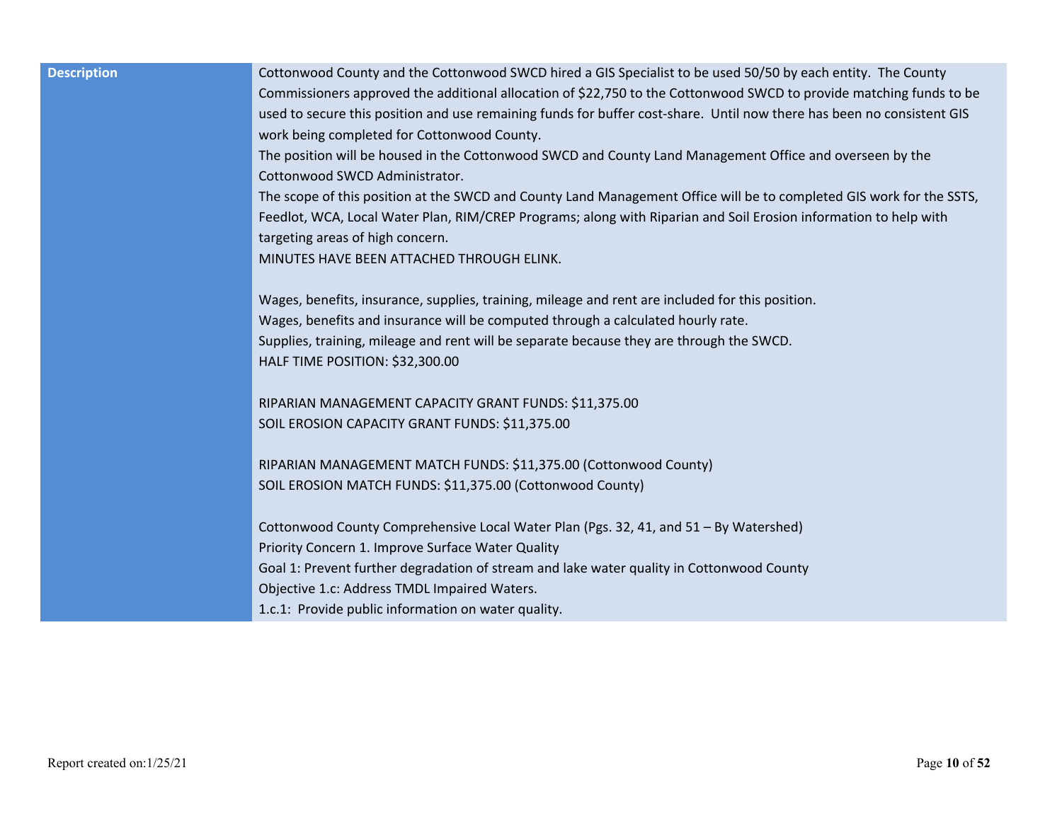| Description | Cottonwood County and the Cottonwood SWCD hired a GIS Specialist to be used 50/50 by each entity. The County Commissioners approved the additional allocation of $22,750 to the Cottonwood SWCD to provide matching funds to be used to secure this position and use remaining funds for buffer cost-share. Until now there has been no consistent GIS work being completed for Cottonwood County.<br>The position will be housed in the Cottonwood SWCD and County Land Management Office and overseen by the Cottonwood SWCD Administrator.<br>The scope of this position at the SWCD and County Land Management Office will be to completed GIS work for the SSTS, Feedlot, WCA, Local Water Plan, RIM/CREP Programs; along with Riparian and Soil Erosion information to help with targeting areas of high concern.<br>MINUTES HAVE BEEN ATTACHED THROUGH ELINK.<br><br>Wages, benefits, insurance, supplies, training, mileage and rent are included for this position.<br>Wages, benefits and insurance will be computed through a calculated hourly rate.<br>Supplies, training, mileage and rent will be separate because they are through the SWCD.<br>HALF TIME POSITION: $32,300.00<br><br>RIPARIAN MANAGEMENT CAPACITY GRANT FUNDS: $11,375.00<br>SOIL EROSION CAPACITY GRANT FUNDS: $11,375.00<br><br>RIPARIAN MANAGEMENT MATCH FUNDS: $11,375.00 (Cottonwood County)<br>SOIL EROSION MATCH FUNDS: $11,375.00 (Cottonwood County)<br><br>Cottonwood County Comprehensive Local Water Plan (Pgs. 32, 41, and 51 – By Watershed)<br>Priority Concern 1. Improve Surface Water Quality<br>Goal 1: Prevent further degradation of stream and lake water quality in Cottonwood County<br>Objective 1.c: Address TMDL Impaired Waters.<br>1.c.1: Provide public information on water quality. |
|---|---|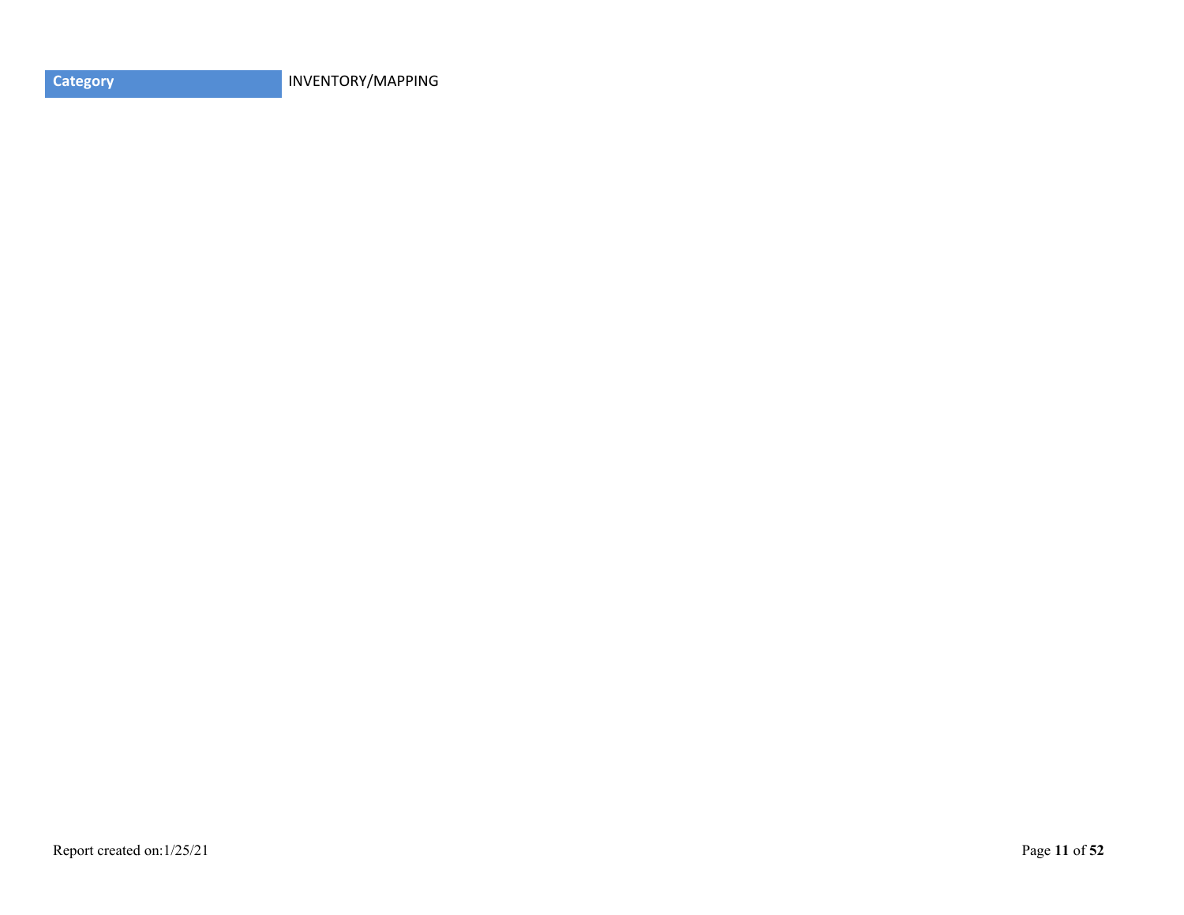| Category | INVENTORY/MAPPING |
| --- | --- |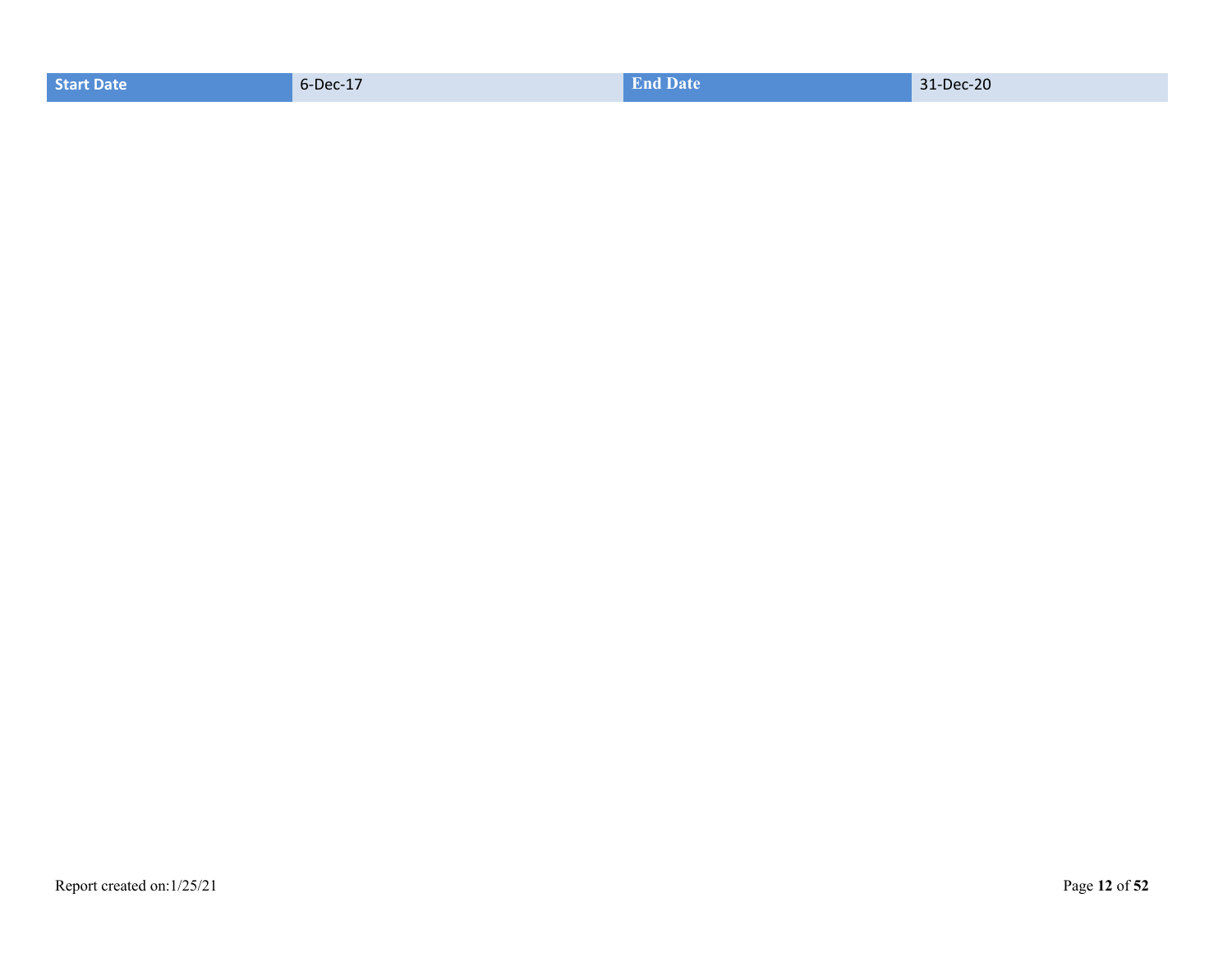| Start Date | 6-Dec-17 | End Date | 31-Dec-20 |
| --- | --- | --- | --- |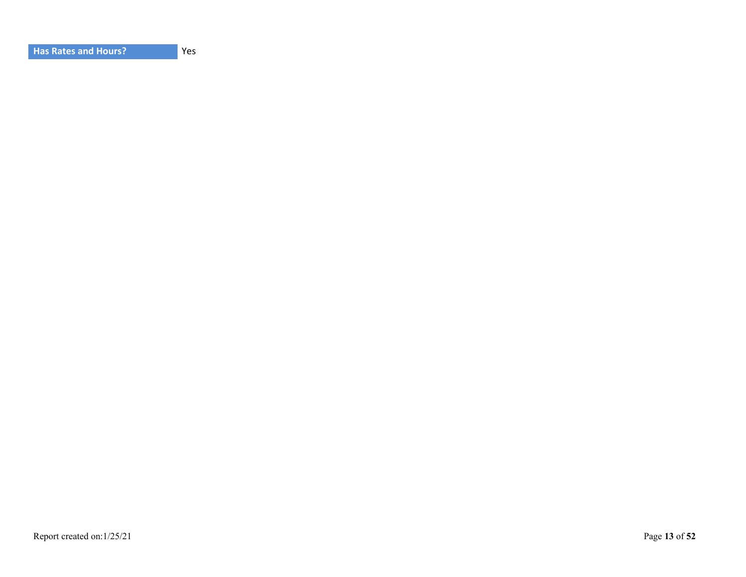| Has Rates and Hours? | Yes |
| --- | --- |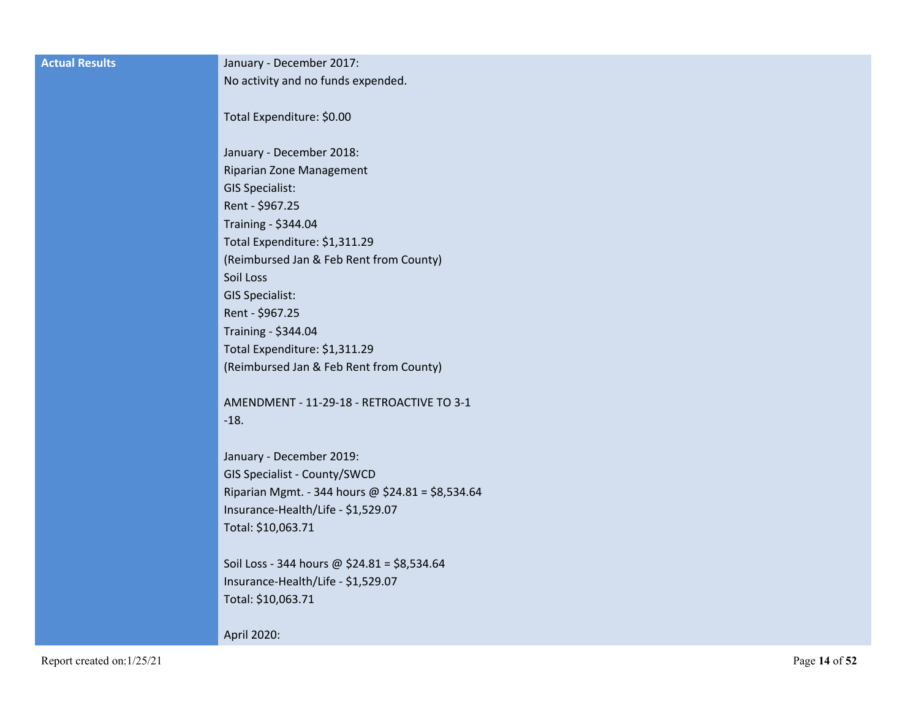| Actual Results | January - December 2017:<br>No activity and no funds expended.<br><br>Total Expenditure: $0.00<br><br>January - December 2018:<br>Riparian Zone Management<br>GIS Specialist:<br>Rent - $967.25<br>Training - $344.04<br>Total Expenditure: $1,311.29<br>(Reimbursed Jan & Feb Rent from County)<br>Soil Loss<br>GIS Specialist:<br>Rent - $967.25<br>Training - $344.04<br>Total Expenditure: $1,311.29<br>(Reimbursed Jan & Feb Rent from County)<br><br>AMENDMENT - 11-29-18 - RETROACTIVE TO 3-1<br>-18.<br><br>January - December 2019:<br>GIS Specialist - County/SWCD<br>Riparian Mgmt. - 344 hours @ $24.81 = $8,534.64<br>Insurance-Health/Life - $1,529.07<br>Total: $10,063.71<br><br>Soil Loss - 344 hours @ $24.81 = $8,534.64<br>Insurance-Health/Life - $1,529.07<br>Total: $10,063.71<br><br>April 2020: |
|---|---|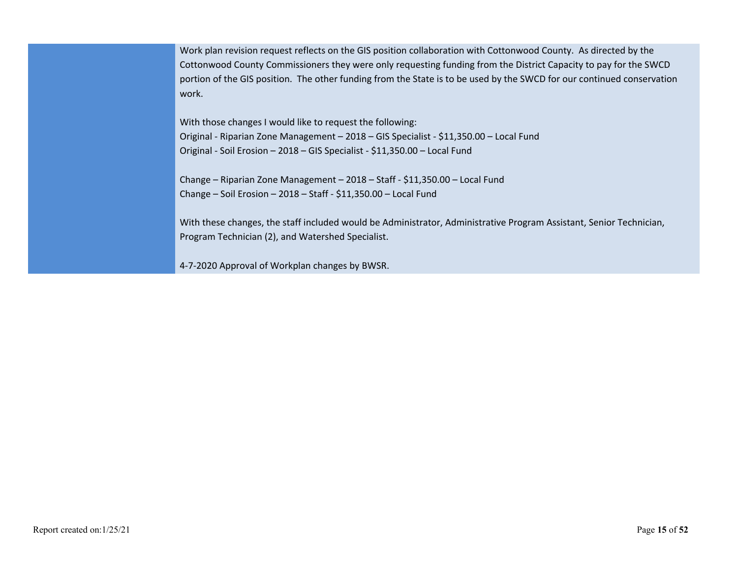| | |
|---|---|
| | Work plan revision request reflects on the GIS position collaboration with Cottonwood County. As directed by the Cottonwood County Commissioners they were only requesting funding from the District Capacity to pay for the SWCD portion of the GIS position. The other funding from the State is to be used by the SWCD for our continued conservation work.<br><br>With those changes I would like to request the following:<br>Original - Riparian Zone Management – 2018 – GIS Specialist - $11,350.00 – Local Fund<br>Original - Soil Erosion – 2018 – GIS Specialist - $11,350.00 – Local Fund<br><br>Change – Riparian Zone Management – 2018 – Staff - $11,350.00 – Local Fund<br>Change – Soil Erosion – 2018 – Staff - $11,350.00 – Local Fund<br><br>With these changes, the staff included would be Administrator, Administrative Program Assistant, Senior Technician, Program Technician (2), and Watershed Specialist.<br><br>4-7-2020 Approval of Workplan changes by BWSR. |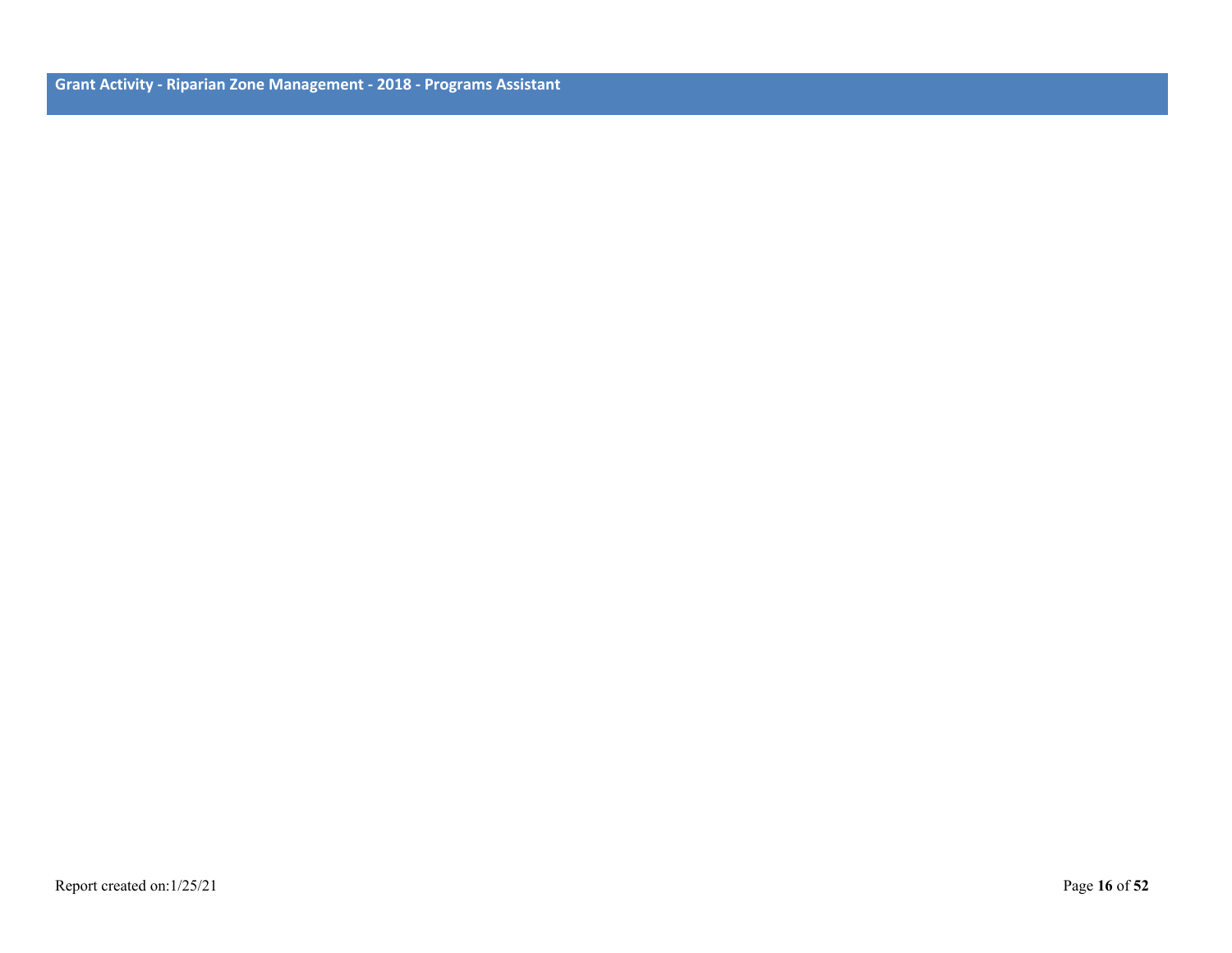## Grant Activity - Riparian Zone Management - 2018 - Programs Assistant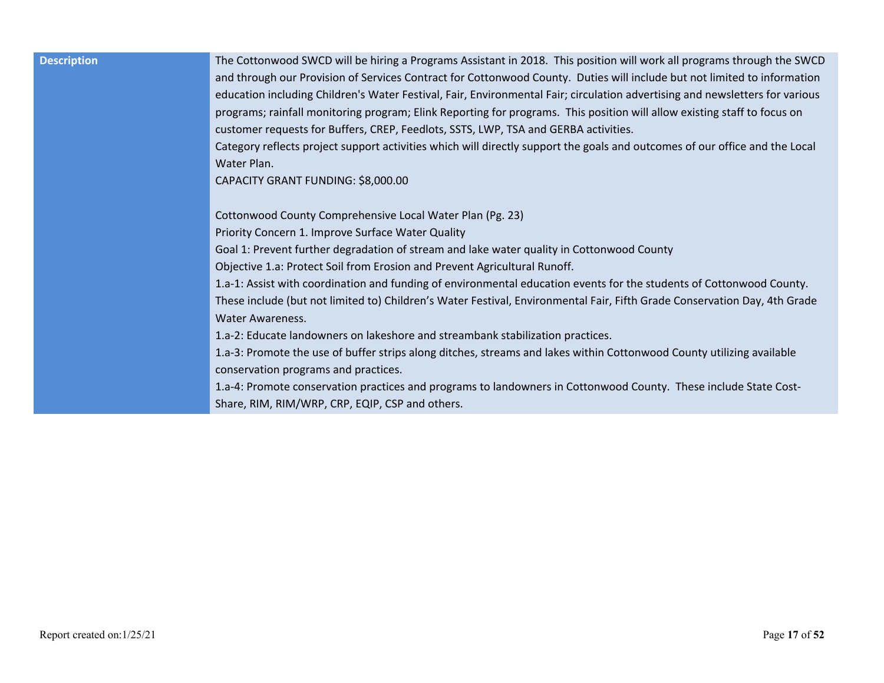| Description | The Cottonwood SWCD will be hiring a Programs Assistant in 2018. This position will work all programs through the SWCD and through our Provision of Services Contract for Cottonwood County. Duties will include but not limited to information education including Children's Water Festival, Fair, Environmental Fair; circulation advertising and newsletters for various programs; rainfall monitoring program; Elink Reporting for programs. This position will allow existing staff to focus on customer requests for Buffers, CREP, Feedlots, SSTS, LWP, TSA and GERBA activities.<br>Category reflects project support activities which will directly support the goals and outcomes of our office and the Local Water Plan.<br>CAPACITY GRANT FUNDING: $8,000.00<br><br>Cottonwood County Comprehensive Local Water Plan (Pg. 23)<br>Priority Concern 1. Improve Surface Water Quality<br>Goal 1: Prevent further degradation of stream and lake water quality in Cottonwood County<br>Objective 1.a: Protect Soil from Erosion and Prevent Agricultural Runoff.<br>1.a-1: Assist with coordination and funding of environmental education events for the students of Cottonwood County. These include (but not limited to) Children's Water Festival, Environmental Fair, Fifth Grade Conservation Day, 4th Grade Water Awareness.<br>1.a-2: Educate landowners on lakeshore and streambank stabilization practices.<br>1.a-3: Promote the use of buffer strips along ditches, streams and lakes within Cottonwood County utilizing available conservation programs and practices.<br>1.a-4: Promote conservation practices and programs to landowners in Cottonwood County. These include State Cost-Share, RIM, RIM/WRP, CRP, EQIP, CSP and others. |
|---|---|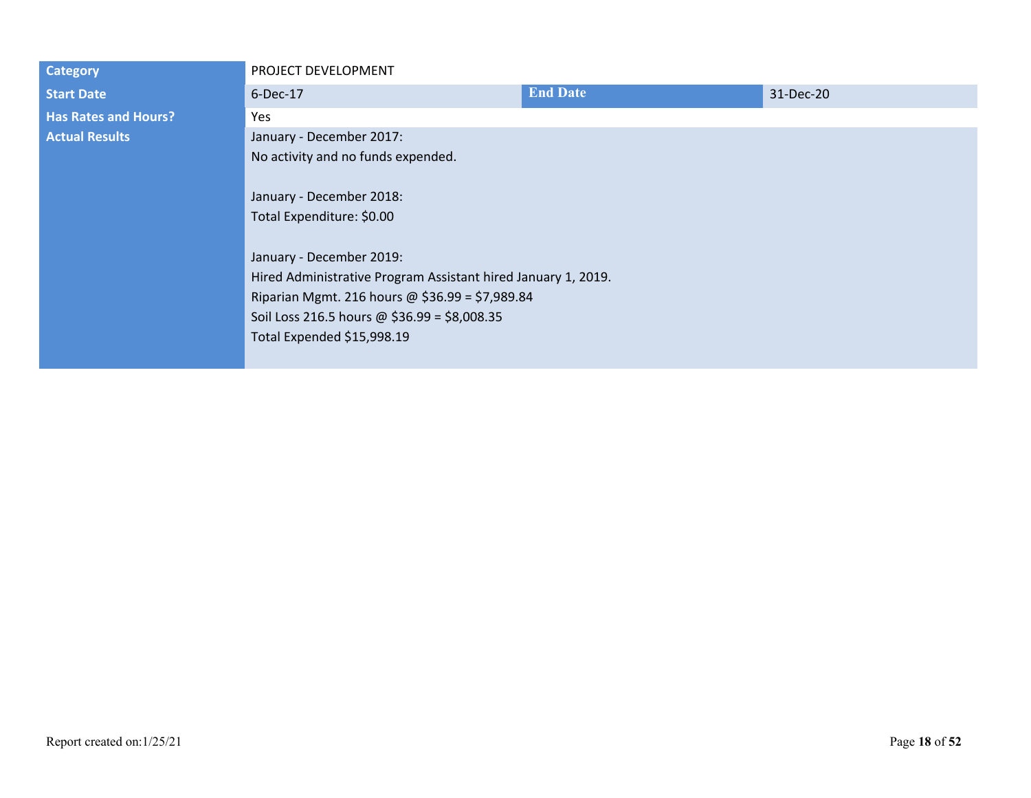| Category | PROJECT DEVELOPMENT | | |
|---|---|---|---|
| Start Date | 6-Dec-17 | End Date | 31-Dec-20 |
| Has Rates and Hours? | Yes | | |
| Actual Results | January - December 2017:<br>No activity and no funds expended.<br><br>January - December 2018:<br>Total Expenditure: $0.00<br><br>January - December 2019:<br>Hired Administrative Program Assistant hired January 1, 2019.<br>Riparian Mgmt. 216 hours @ $36.99 = $7,989.84<br>Soil Loss 216.5 hours @ $36.99 = $8,008.35<br>Total Expended $15,998.19 | | |

Report created on:1/25/21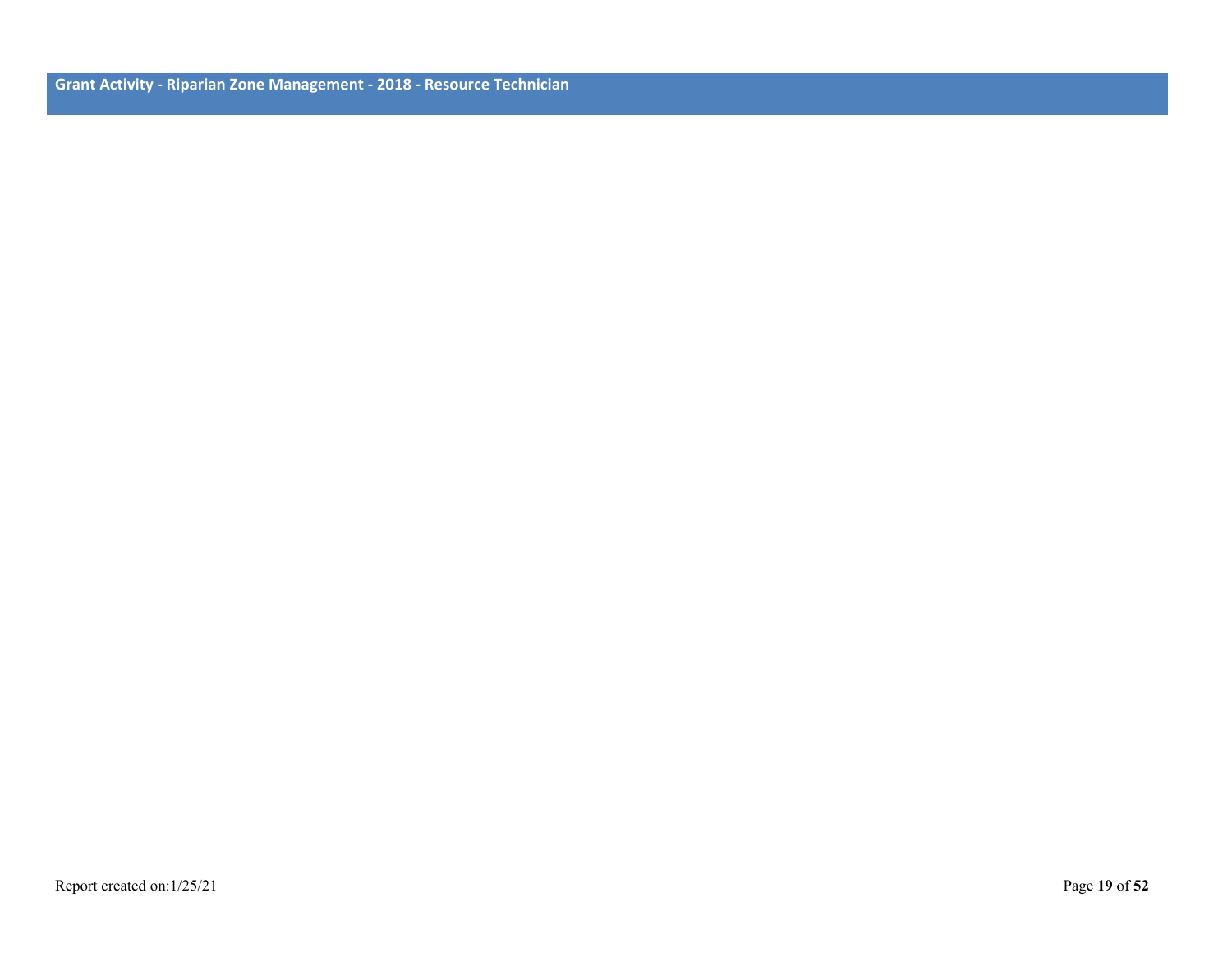## Grant Activity - Riparian Zone Management - 2018 - Resource Technician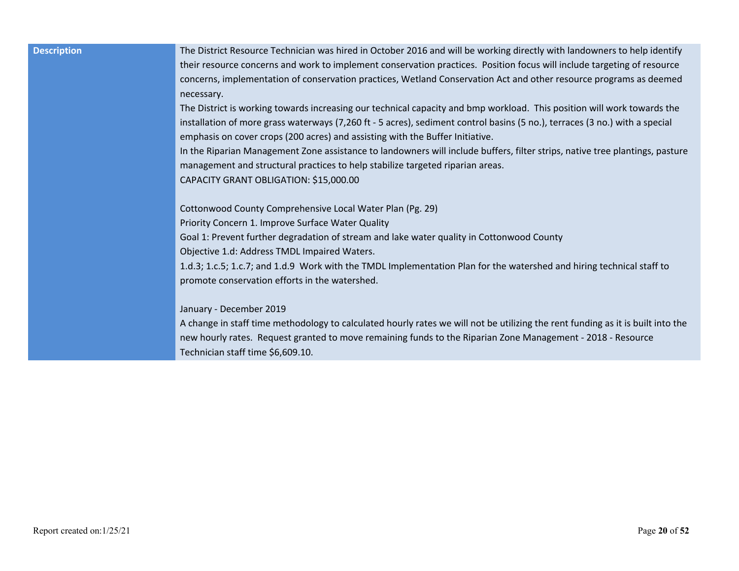| Description | The District Resource Technician was hired in October 2016 and will be working directly with landowners to help identify their resource concerns and work to implement conservation practices.  Position focus will include targeting of resource concerns, implementation of conservation practices, Wetland Conservation Act and other resource programs as deemed necessary.<br>The District is working towards increasing our technical capacity and bmp workload.  This position will work towards the installation of more grass waterways (7,260 ft - 5 acres), sediment control basins (5 no.), terraces (3 no.) with a special emphasis on cover crops (200 acres) and assisting with the Buffer Initiative.<br>In the Riparian Management Zone assistance to landowners will include buffers, filter strips, native tree plantings, pasture management and structural practices to help stabilize targeted riparian areas.<br>CAPACITY GRANT OBLIGATION: $15,000.00<br><br>Cottonwood County Comprehensive Local Water Plan (Pg. 29)<br>Priority Concern 1. Improve Surface Water Quality<br>Goal 1: Prevent further degradation of stream and lake water quality in Cottonwood County<br>Objective 1.d: Address TMDL Impaired Waters.<br>1.d.3; 1.c.5; 1.c.7; and 1.d.9  Work with the TMDL Implementation Plan for the watershed and hiring technical staff to promote conservation efforts in the watershed.<br><br>January - December 2019<br>A change in staff time methodology to calculated hourly rates we will not be utilizing the rent funding as it is built into the new hourly rates.  Request granted to move remaining funds to the Riparian Zone Management - 2018 - Resource Technician staff time $6,609.10. |
|---|---|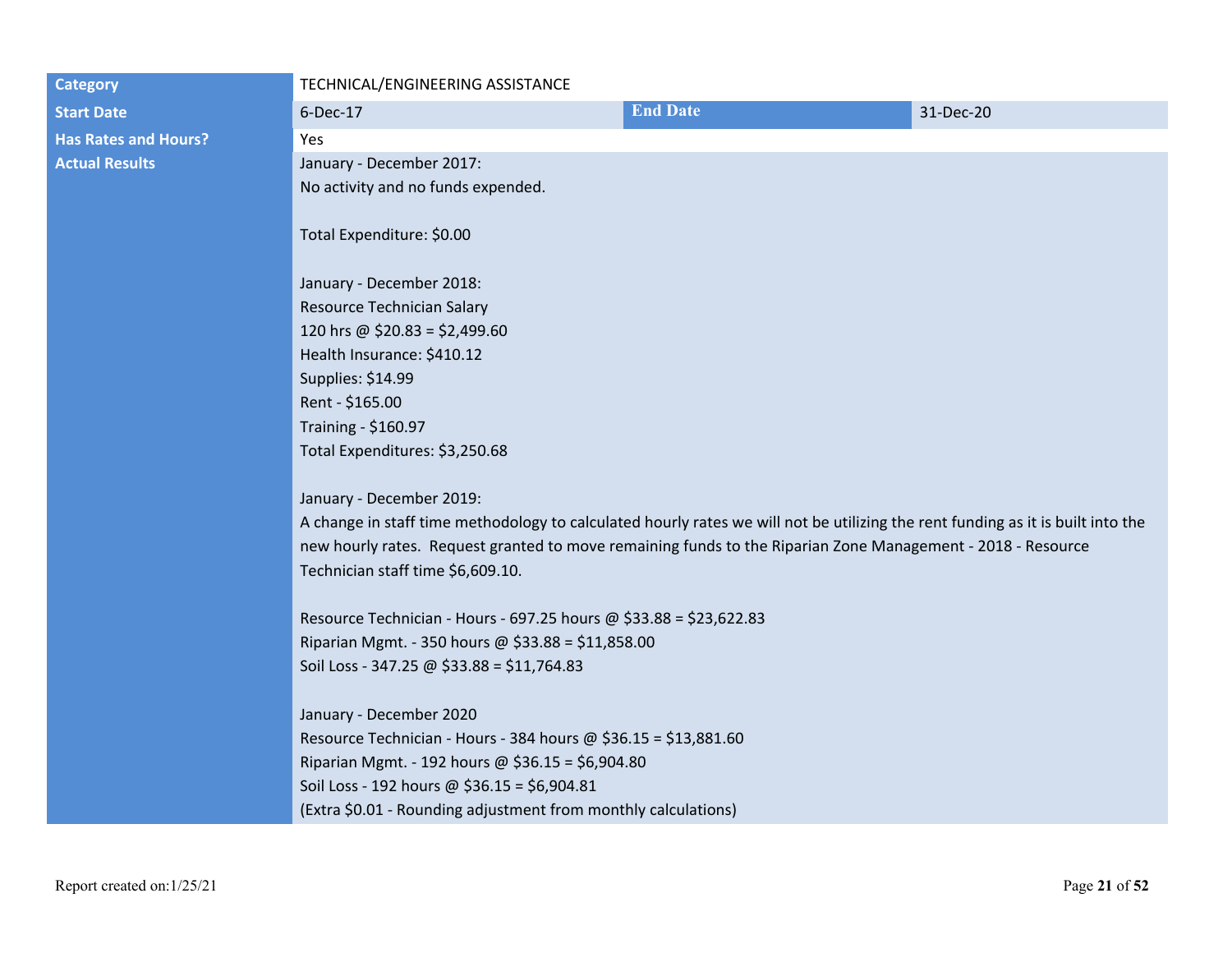| Category | TECHNICAL/ENGINEERING ASSISTANCE | | |
|---|---|---|---|
| Start Date | 6-Dec-17 | End Date | 31-Dec-20 |
| Has Rates and Hours? | Yes | | |
| Actual Results | January - December 2017:<br>No activity and no funds expended.<br><br>Total Expenditure: $0.00<br><br>January - December 2018:<br>Resource Technician Salary<br>120 hrs @ $20.83 = $2,499.60<br>Health Insurance: $410.12<br>Supplies: $14.99<br>Rent - $165.00<br>Training - $160.97<br>Total Expenditures: $3,250.68<br><br>January - December 2019:<br>A change in staff time methodology to calculated hourly rates we will not be utilizing the rent funding as it is built into the new hourly rates. Request granted to move remaining funds to the Riparian Zone Management - 2018 - Resource Technician staff time $6,609.10.<br><br>Resource Technician - Hours - 697.25 hours @ $33.88 = $23,622.83<br>Riparian Mgmt. - 350 hours @ $33.88 = $11,858.00<br>Soil Loss - 347.25 @ $33.88 = $11,764.83<br><br>January - December 2020<br>Resource Technician - Hours - 384 hours @ $36.15 = $13,881.60<br>Riparian Mgmt. - 192 hours @ $36.15 = $6,904.80<br>Soil Loss - 192 hours @ $36.15 = $6,904.81<br>(Extra $0.01 - Rounding adjustment from monthly calculations) | | |

Report created on:1/25/21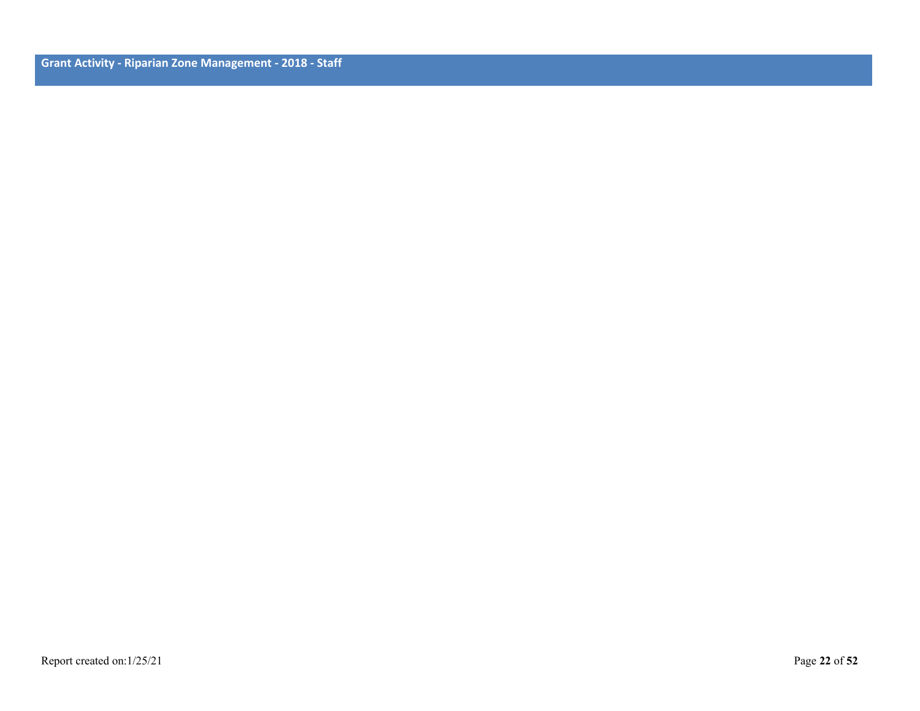## Grant Activity - Riparian Zone Management - 2018 - Staff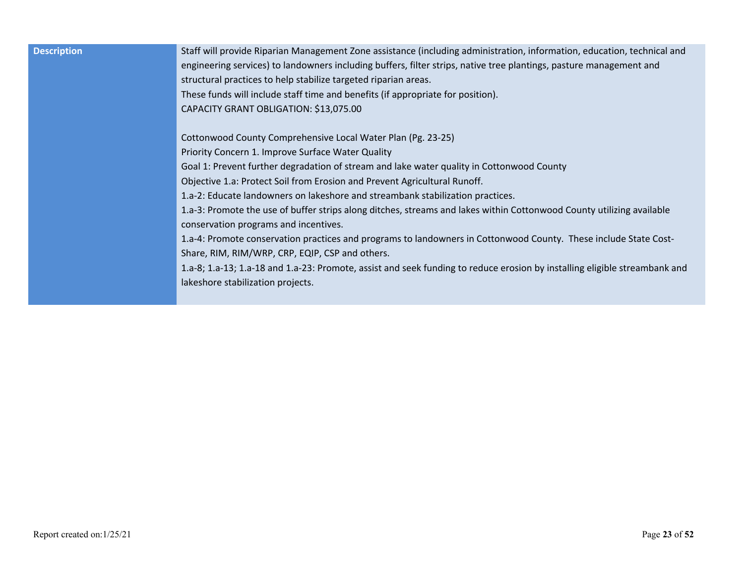| Description | Staff will provide Riparian Management Zone assistance (including administration, information, education, technical and engineering services) to landowners including buffers, filter strips, native tree plantings, pasture management and structural practices to help stabilize targeted riparian areas.<br>These funds will include staff time and benefits (if appropriate for position).<br>CAPACITY GRANT OBLIGATION: $13,075.00<br><br>Cottonwood County Comprehensive Local Water Plan (Pg. 23-25)<br>Priority Concern 1. Improve Surface Water Quality<br>Goal 1: Prevent further degradation of stream and lake water quality in Cottonwood County<br>Objective 1.a: Protect Soil from Erosion and Prevent Agricultural Runoff.<br>1.a-2: Educate landowners on lakeshore and streambank stabilization practices.<br>1.a-3: Promote the use of buffer strips along ditches, streams and lakes within Cottonwood County utilizing available conservation programs and incentives.<br>1.a-4: Promote conservation practices and programs to landowners in Cottonwood County. These include State Cost-Share, RIM, RIM/WRP, CRP, EQIP, CSP and others.<br>1.a-8; 1.a-13; 1.a-18 and 1.a-23: Promote, assist and seek funding to reduce erosion by installing eligible streambank and lakeshore stabilization projects. |
|---|---|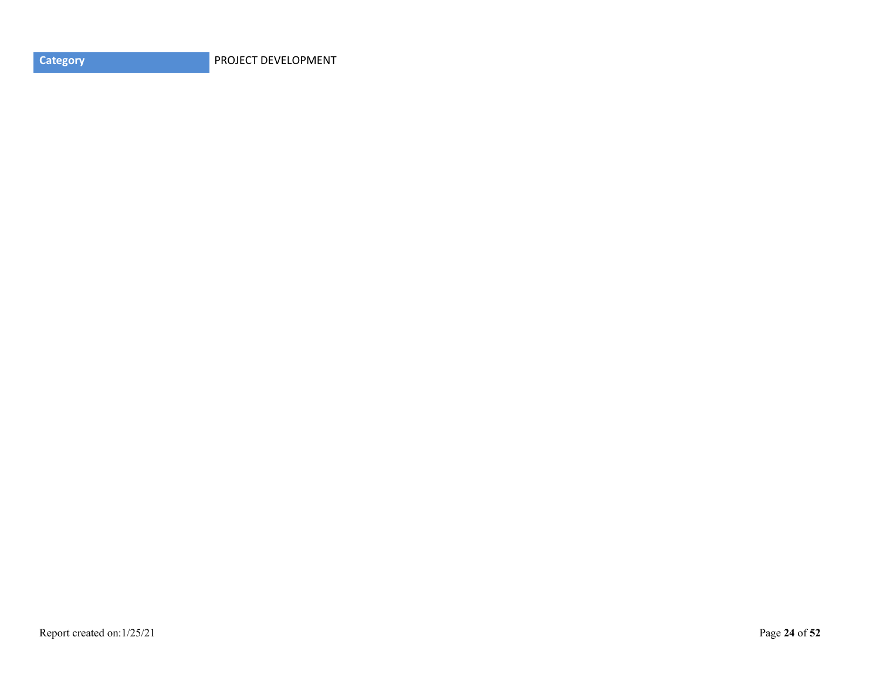| Category | PROJECT DEVELOPMENT |
| --- | --- |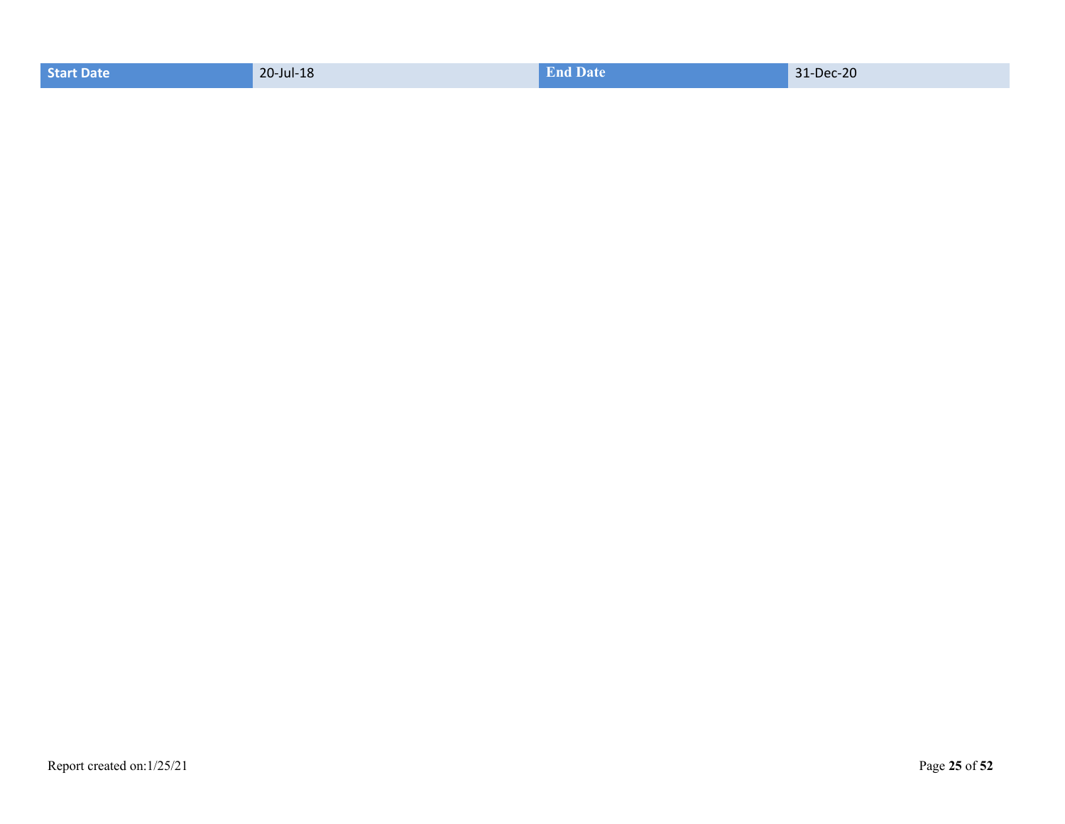| Start Date | 20-Jul-18 | End Date | 31-Dec-20 |
|---|---|---|---|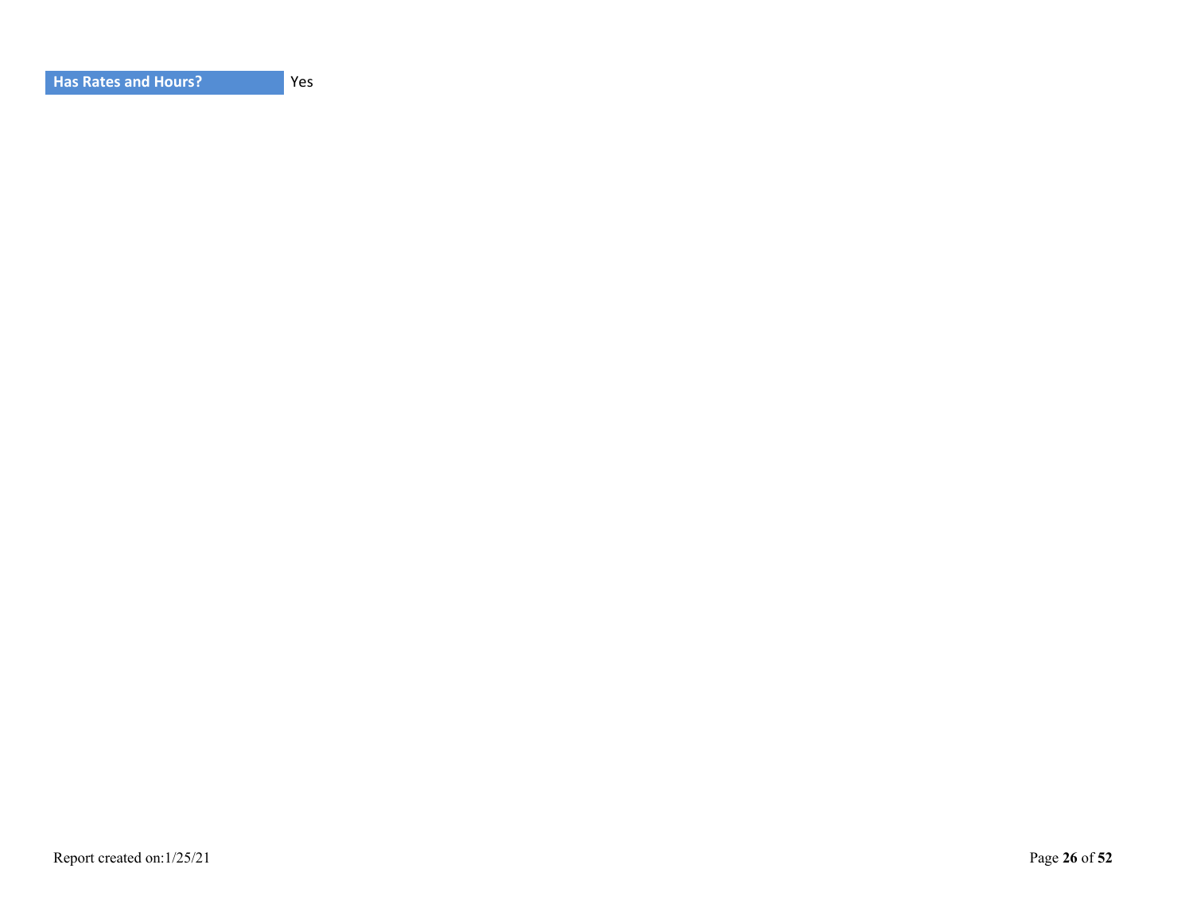| Has Rates and Hours? | Yes |
|---|---|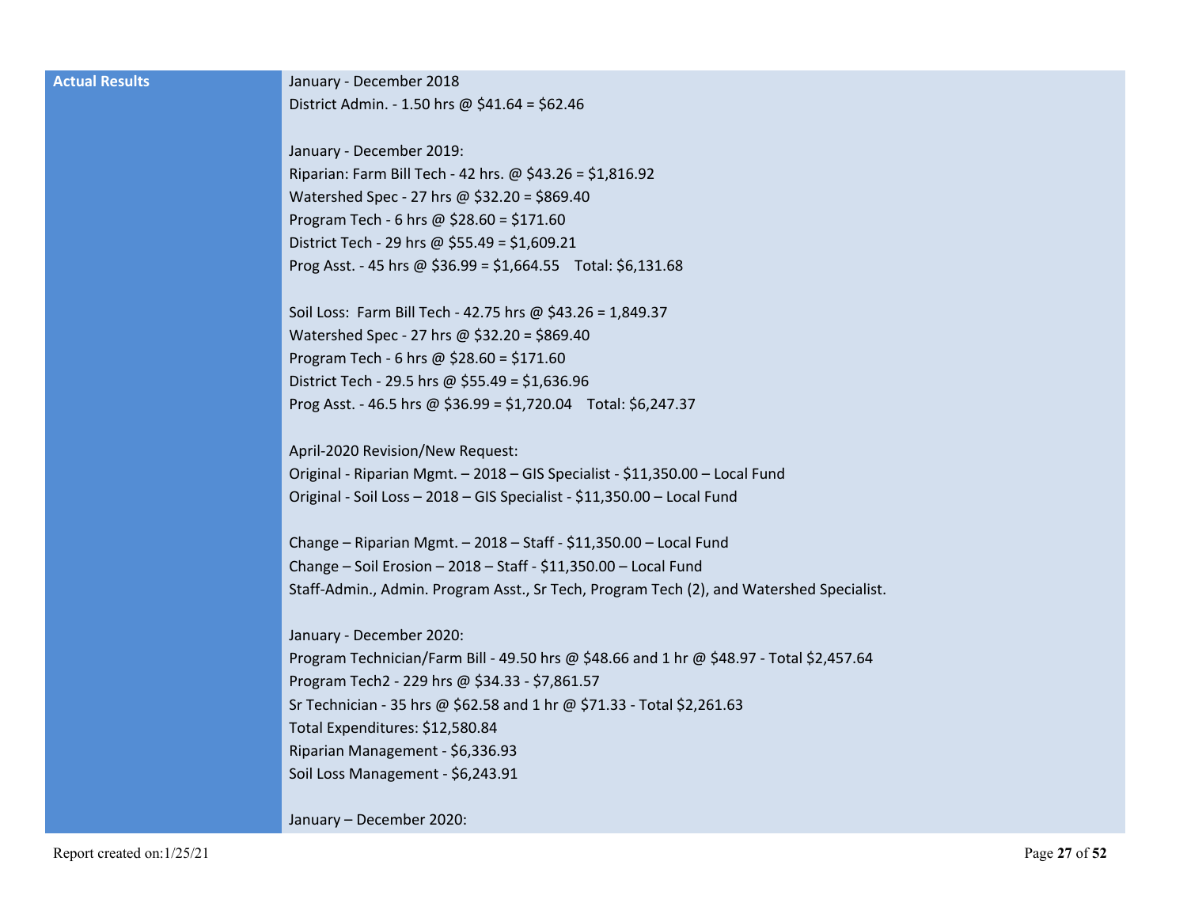| Actual Results | January - December 2018<br>District Admin. - 1.50 hrs @ $41.64 = $62.46<br><br>January - December 2019:<br>Riparian: Farm Bill Tech - 42 hrs. @ $43.26 = $1,816.92<br>Watershed Spec - 27 hrs @ $32.20 = $869.40<br>Program Tech - 6 hrs @ $28.60 = $171.60<br>District Tech - 29 hrs @ $55.49 = $1,609.21<br>Prog Asst. - 45 hrs @ $36.99 = $1,664.55    Total: $6,131.68<br><br>Soil Loss:  Farm Bill Tech - 42.75 hrs @ $43.26 = 1,849.37<br>Watershed Spec - 27 hrs @ $32.20 = $869.40<br>Program Tech - 6 hrs @ $28.60 = $171.60<br>District Tech - 29.5 hrs @ $55.49 = $1,636.96<br>Prog Asst. - 46.5 hrs @ $36.99 = $1,720.04    Total: $6,247.37<br><br>April-2020 Revision/New Request:<br>Original - Riparian Mgmt. – 2018 – GIS Specialist - $11,350.00 – Local Fund<br>Original - Soil Loss – 2018 – GIS Specialist - $11,350.00 – Local Fund<br><br>Change – Riparian Mgmt. – 2018 – Staff - $11,350.00 – Local Fund<br>Change – Soil Erosion – 2018 – Staff - $11,350.00 – Local Fund<br>Staff-Admin., Admin. Program Asst., Sr Tech, Program Tech (2), and Watershed Specialist.<br><br>January - December 2020:<br>Program Technician/Farm Bill - 49.50 hrs @ $48.66 and 1 hr @ $48.97 - Total $2,457.64<br>Program Tech2 - 229 hrs @ $34.33 - $7,861.57<br>Sr Technician - 35 hrs @ $62.58 and 1 hr @ $71.33 - Total $2,261.63<br>Total Expenditures: $12,580.84<br>Riparian Management - $6,336.93<br>Soil Loss Management - $6,243.91<br><br>January – December 2020: |
|---|---|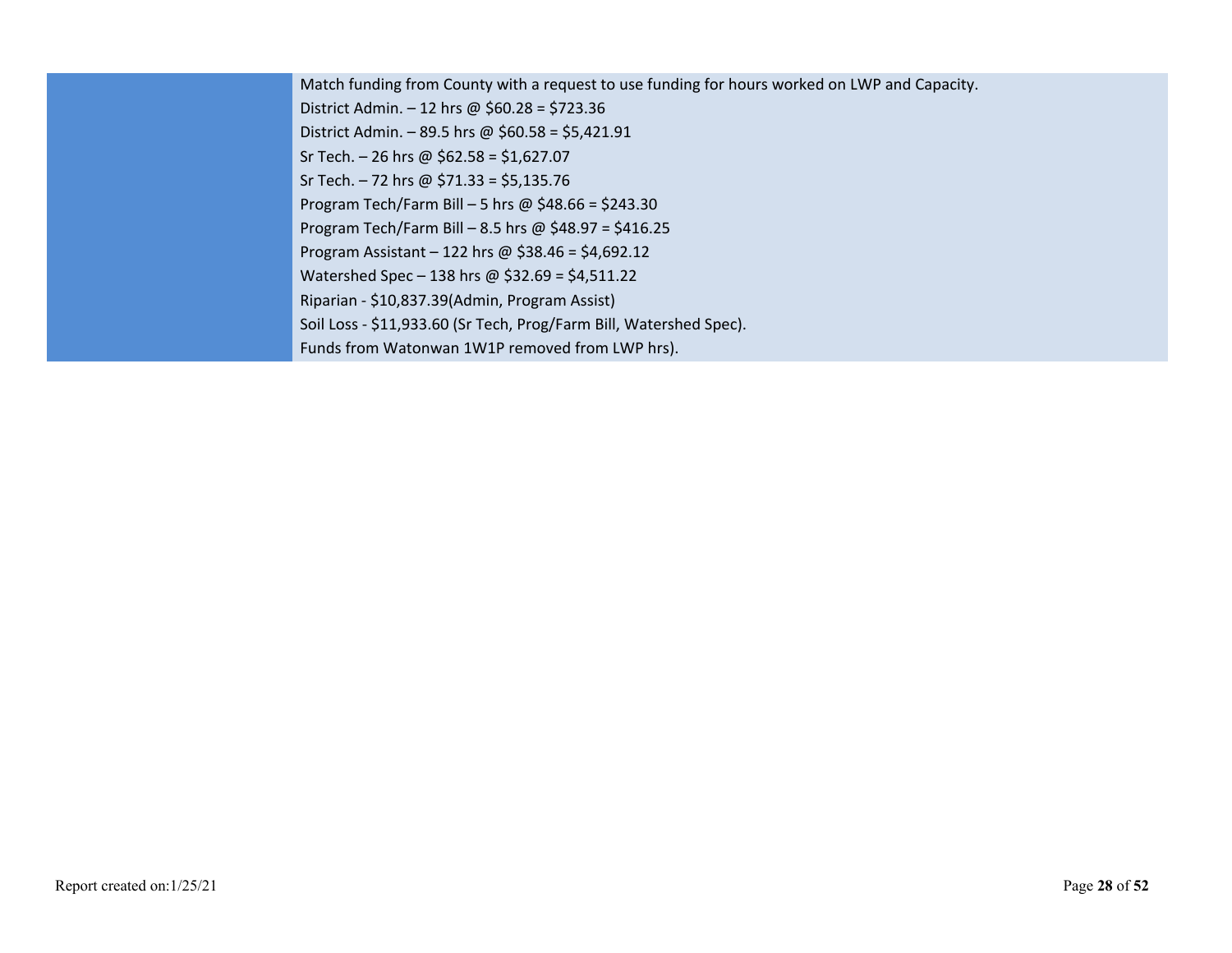| | |
|---|---|
| | Match funding from County with a request to use funding for hours worked on LWP and Capacity.<br>District Admin. – 12 hrs @ $60.28 = $723.36<br>District Admin. – 89.5 hrs @ $60.58 = $5,421.91<br>Sr Tech. – 26 hrs @ $62.58 = $1,627.07<br>Sr Tech. – 72 hrs @ $71.33 = $5,135.76<br>Program Tech/Farm Bill – 5 hrs @ $48.66 = $243.30<br>Program Tech/Farm Bill – 8.5 hrs @ $48.97 = $416.25<br>Program Assistant – 122 hrs @ $38.46 = $4,692.12<br>Watershed Spec – 138 hrs @ $32.69 = $4,511.22<br>Riparian - $10,837.39(Admin, Program Assist)<br>Soil Loss - $11,933.60 (Sr Tech, Prog/Farm Bill, Watershed Spec).<br>Funds from Watonwan 1W1P removed from LWP hrs). |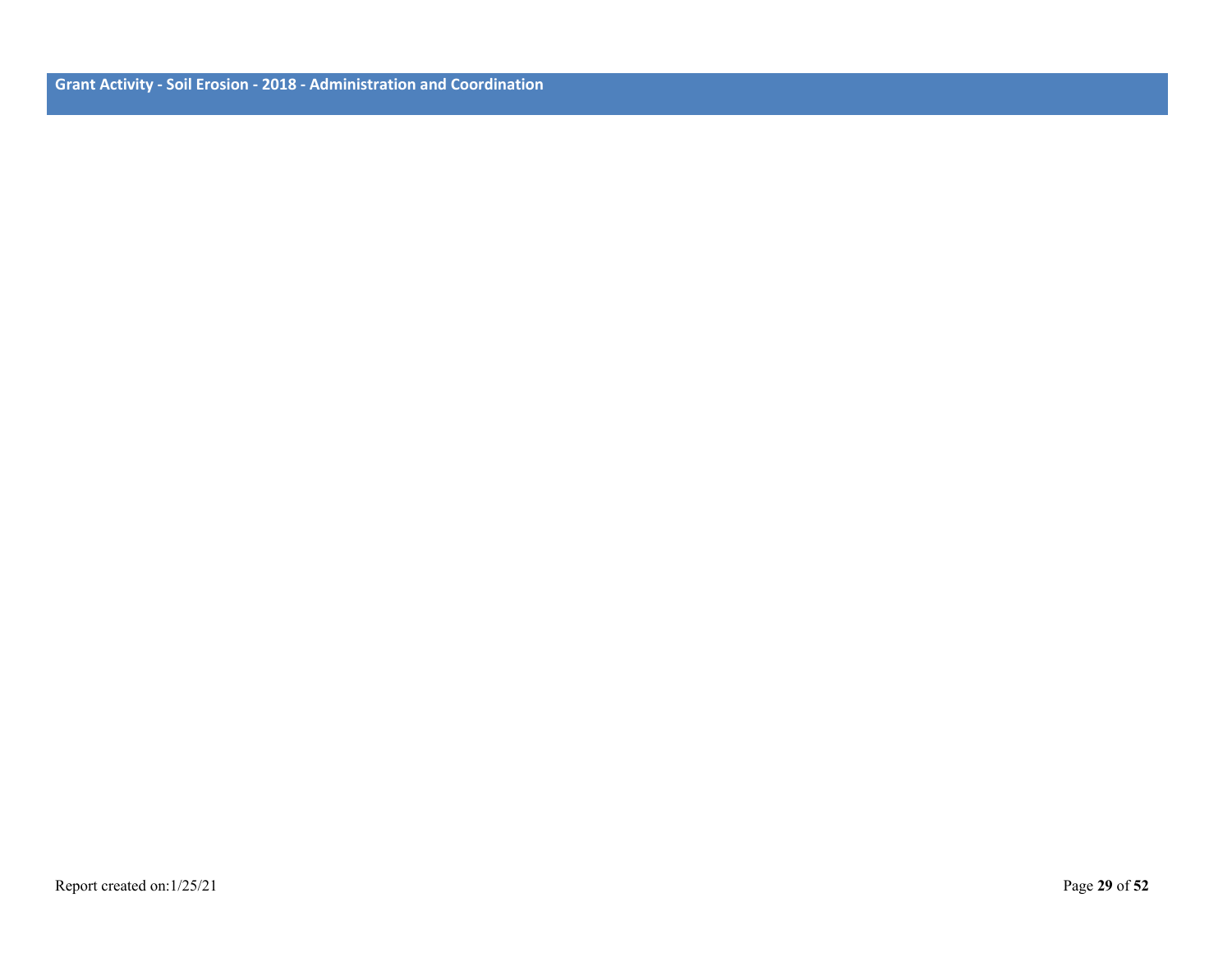## Grant Activity - Soil Erosion - 2018 - Administration and Coordination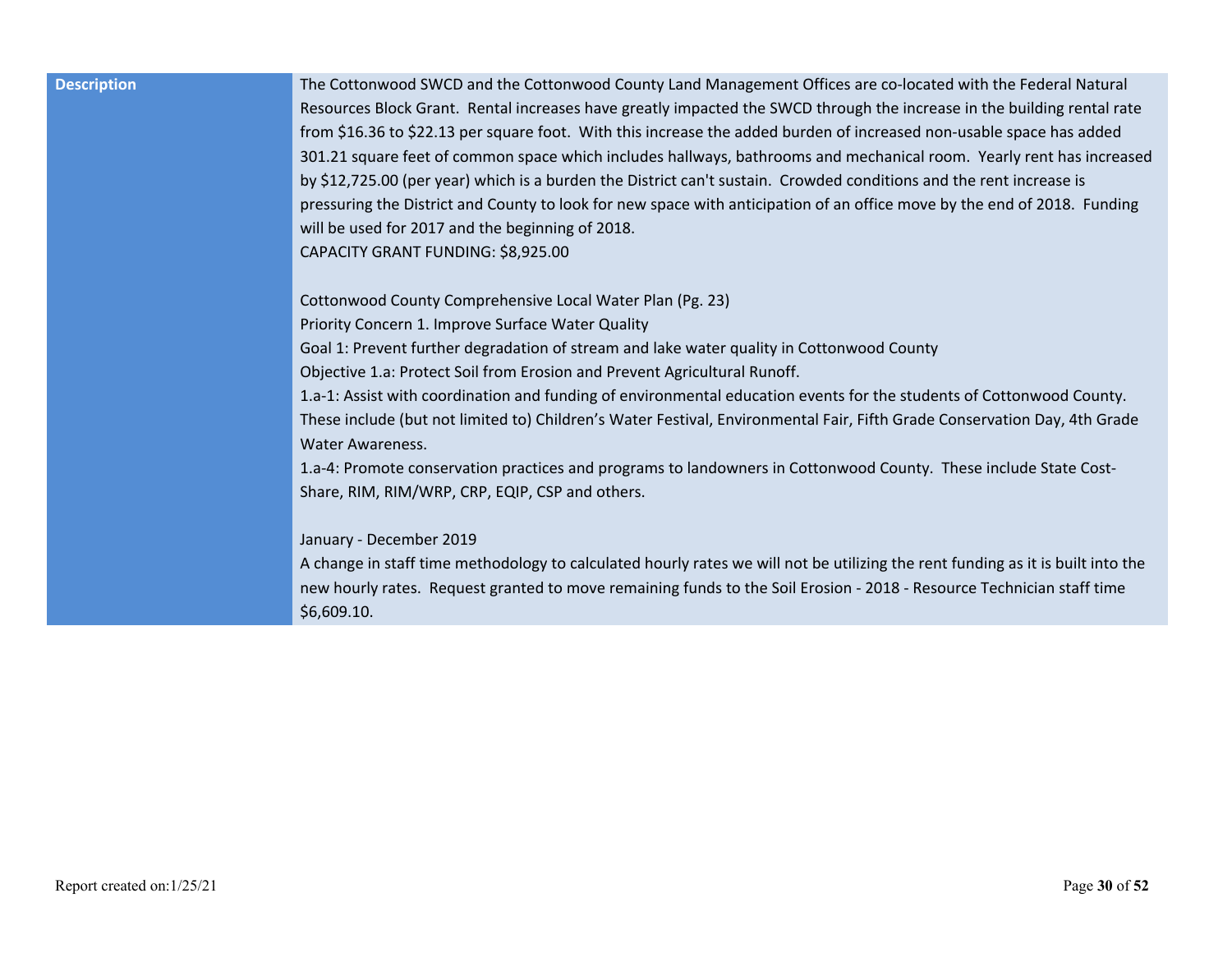| Description | The Cottonwood SWCD and the Cottonwood County Land Management Offices are co-located with the Federal Natural Resources Block Grant. Rental increases have greatly impacted the SWCD through the increase in the building rental rate from $16.36 to $22.13 per square foot. With this increase the added burden of increased non-usable space has added 301.21 square feet of common space which includes hallways, bathrooms and mechanical room. Yearly rent has increased by $12,725.00 (per year) which is a burden the District can't sustain. Crowded conditions and the rent increase is pressuring the District and County to look for new space with anticipation of an office move by the end of 2018. Funding will be used for 2017 and the beginning of 2018.<br>CAPACITY GRANT FUNDING: $8,925.00<br><br>Cottonwood County Comprehensive Local Water Plan (Pg. 23)<br>Priority Concern 1. Improve Surface Water Quality<br>Goal 1: Prevent further degradation of stream and lake water quality in Cottonwood County<br>Objective 1.a: Protect Soil from Erosion and Prevent Agricultural Runoff.<br>1.a-1: Assist with coordination and funding of environmental education events for the students of Cottonwood County. These include (but not limited to) Children's Water Festival, Environmental Fair, Fifth Grade Conservation Day, 4th Grade Water Awareness.<br>1.a-4: Promote conservation practices and programs to landowners in Cottonwood County. These include State Cost-Share, RIM, RIM/WRP, CRP, EQIP, CSP and others.<br><br>January - December 2019<br>A change in staff time methodology to calculated hourly rates we will not be utilizing the rent funding as it is built into the new hourly rates. Request granted to move remaining funds to the Soil Erosion - 2018 - Resource Technician staff time $6,609.10. |
| --- | --- |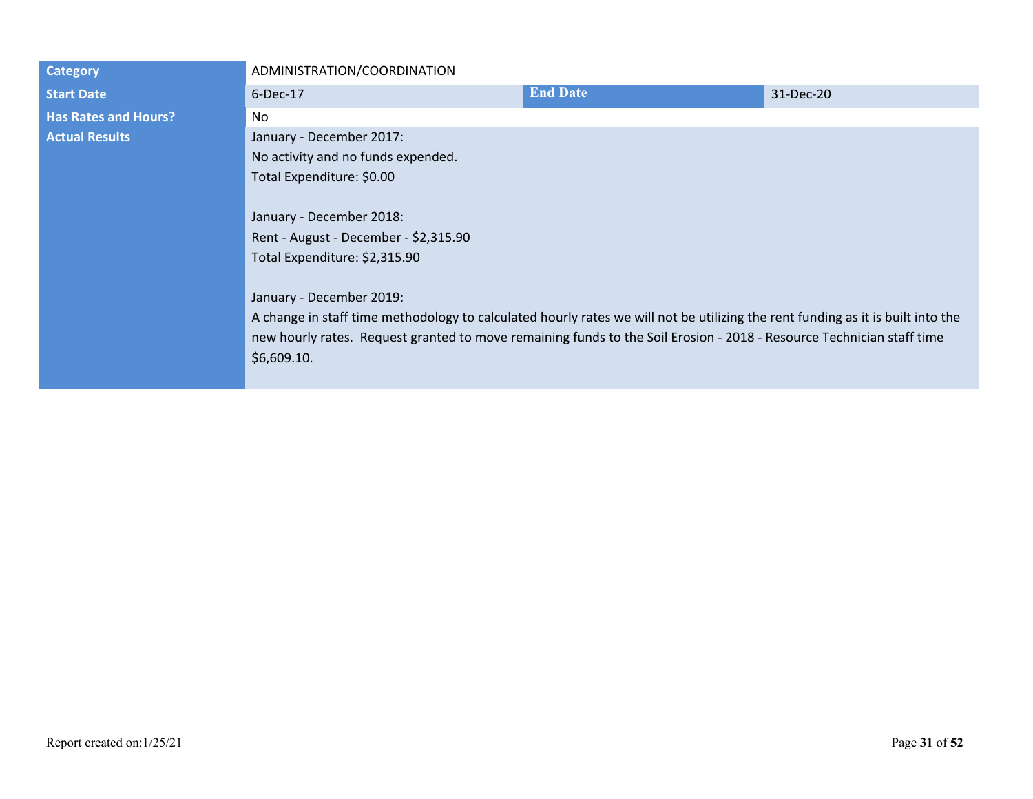| | | | |
|---|---|---|---|
| **Category** | ADMINISTRATION/COORDINATION | | |
| **Start Date** | 6-Dec-17 | **End Date** | 31-Dec-20 |
| **Has Rates and Hours?** | No | | |
| **Actual Results** | January - December 2017:<br>No activity and no funds expended.<br>Total Expenditure: $0.00<br><br>January - December 2018:<br>Rent - August - December - $2,315.90<br>Total Expenditure: $2,315.90<br><br>January - December 2019:<br>A change in staff time methodology to calculated hourly rates we will not be utilizing the rent funding as it is built into the new hourly rates. Request granted to move remaining funds to the Soil Erosion - 2018 - Resource Technician staff time $6,609.10. | | |

Report created on:1/25/21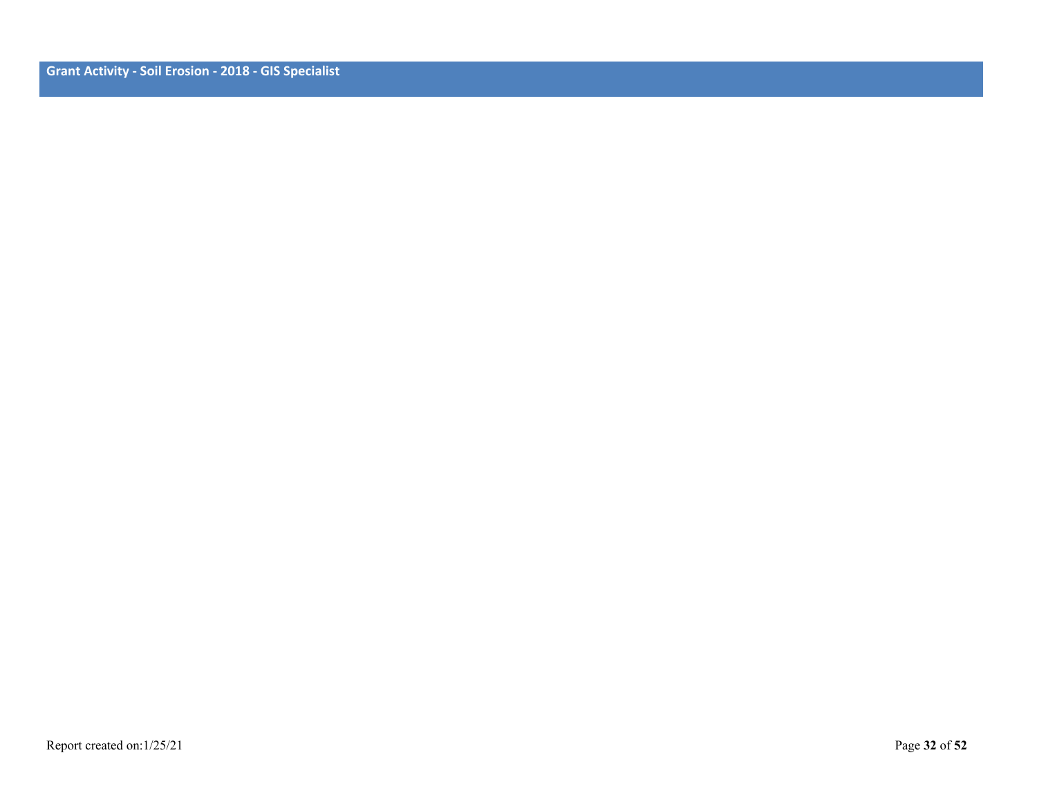## Grant Activity - Soil Erosion - 2018 - GIS Specialist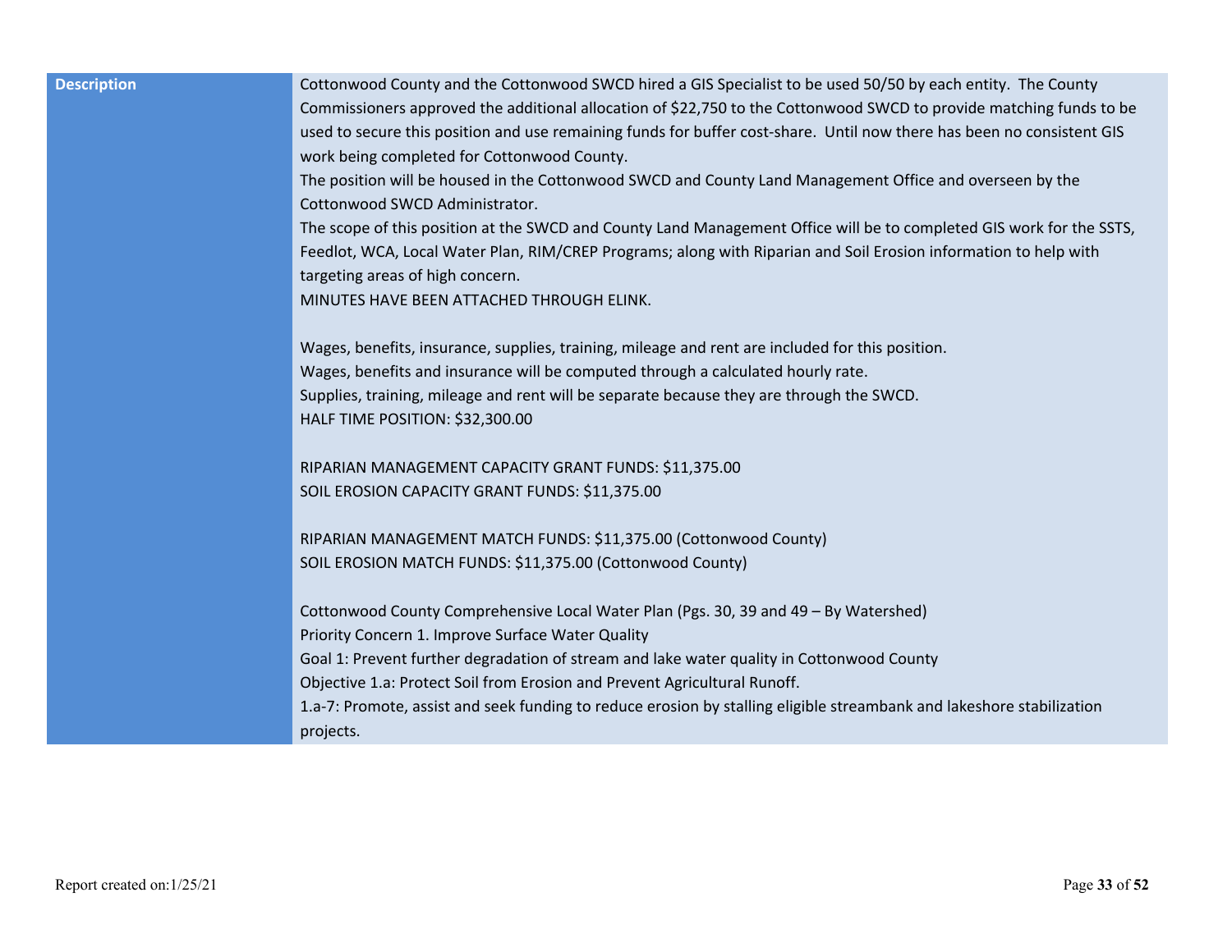| Description | Cottonwood County and the Cottonwood SWCD hired a GIS Specialist to be used 50/50 by each entity. The County Commissioners approved the additional allocation of $22,750 to the Cottonwood SWCD to provide matching funds to be used to secure this position and use remaining funds for buffer cost-share. Until now there has been no consistent GIS work being completed for Cottonwood County.<br>The position will be housed in the Cottonwood SWCD and County Land Management Office and overseen by the Cottonwood SWCD Administrator.<br>The scope of this position at the SWCD and County Land Management Office will be to completed GIS work for the SSTS, Feedlot, WCA, Local Water Plan, RIM/CREP Programs; along with Riparian and Soil Erosion information to help with targeting areas of high concern.<br>MINUTES HAVE BEEN ATTACHED THROUGH ELINK.<br><br>Wages, benefits, insurance, supplies, training, mileage and rent are included for this position.<br>Wages, benefits and insurance will be computed through a calculated hourly rate.<br>Supplies, training, mileage and rent will be separate because they are through the SWCD.<br>HALF TIME POSITION: $32,300.00<br><br>RIPARIAN MANAGEMENT CAPACITY GRANT FUNDS: $11,375.00<br>SOIL EROSION CAPACITY GRANT FUNDS: $11,375.00<br><br>RIPARIAN MANAGEMENT MATCH FUNDS: $11,375.00 (Cottonwood County)<br>SOIL EROSION MATCH FUNDS: $11,375.00 (Cottonwood County)<br><br>Cottonwood County Comprehensive Local Water Plan (Pgs. 30, 39 and 49 – By Watershed)<br>Priority Concern 1. Improve Surface Water Quality<br>Goal 1: Prevent further degradation of stream and lake water quality in Cottonwood County<br>Objective 1.a: Protect Soil from Erosion and Prevent Agricultural Runoff.<br>1.a-7: Promote, assist and seek funding to reduce erosion by stalling eligible streambank and lakeshore stabilization projects. |
|---|---|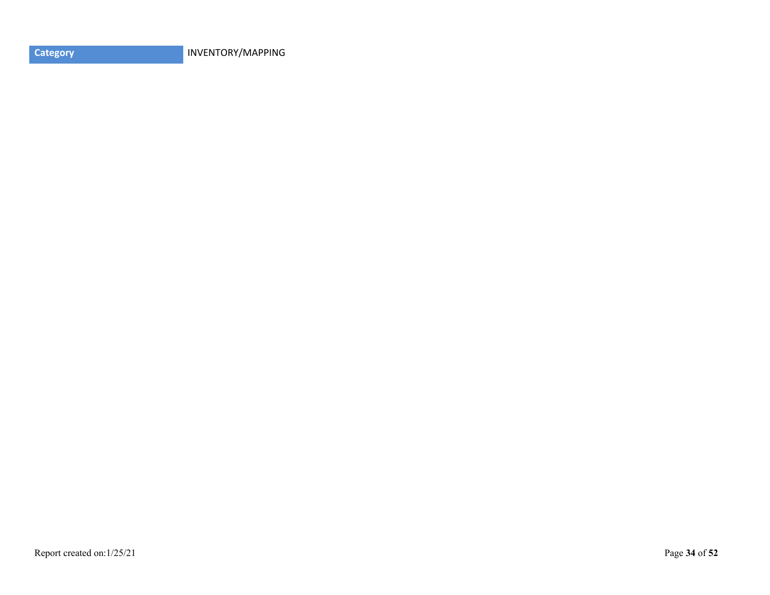| Category | INVENTORY/MAPPING |
| --- | --- |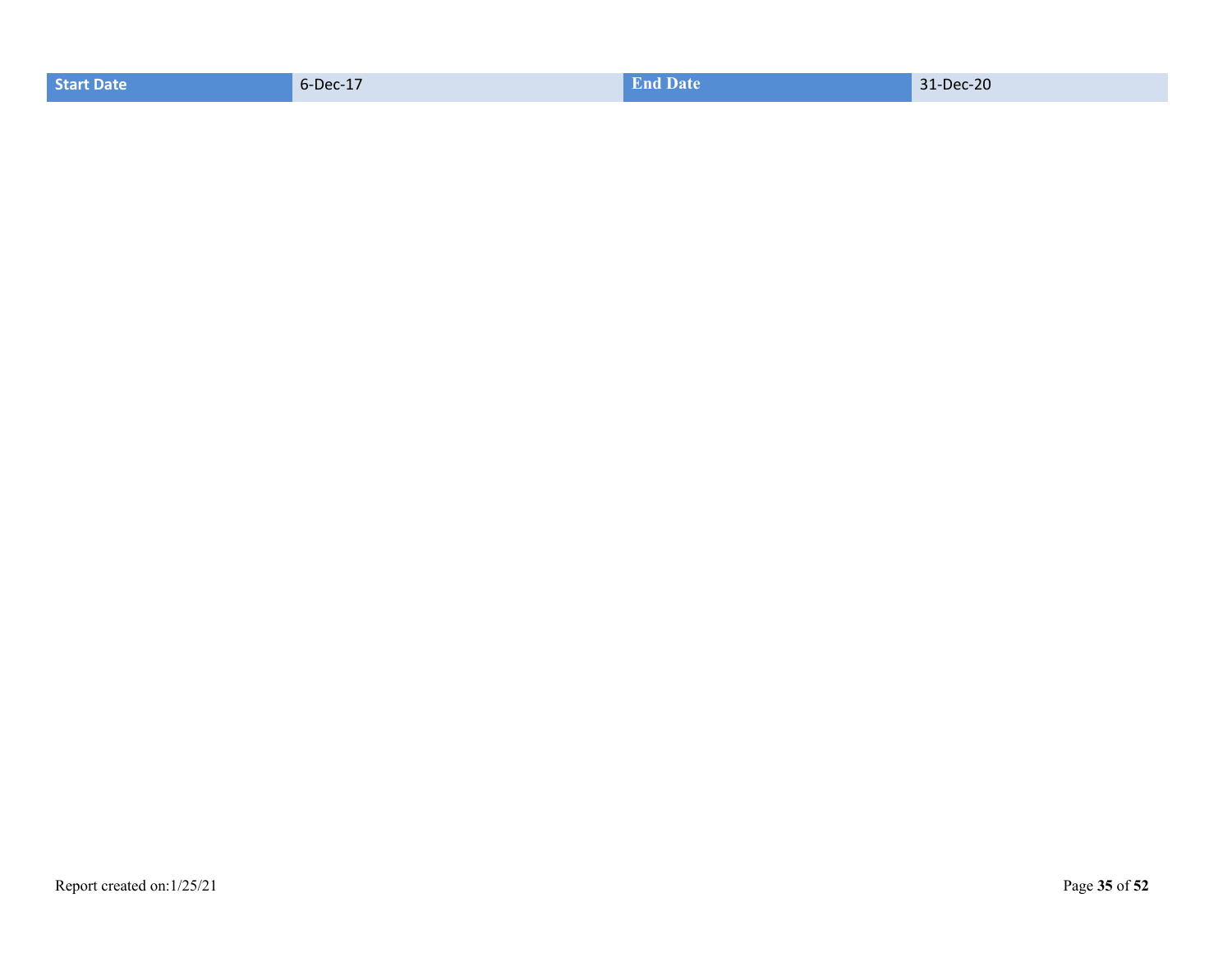| Start Date | 6-Dec-17 | End Date | 31-Dec-20 |
| --- | --- | --- | --- |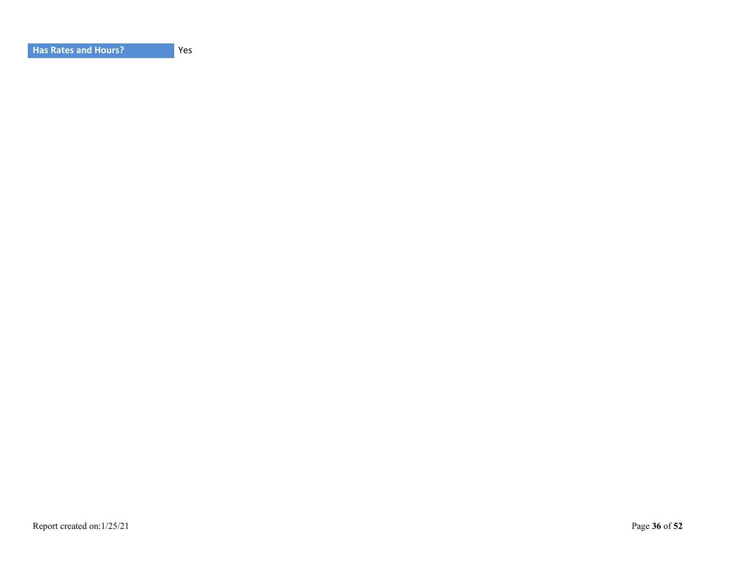| Has Rates and Hours? | Yes |
| --- | --- |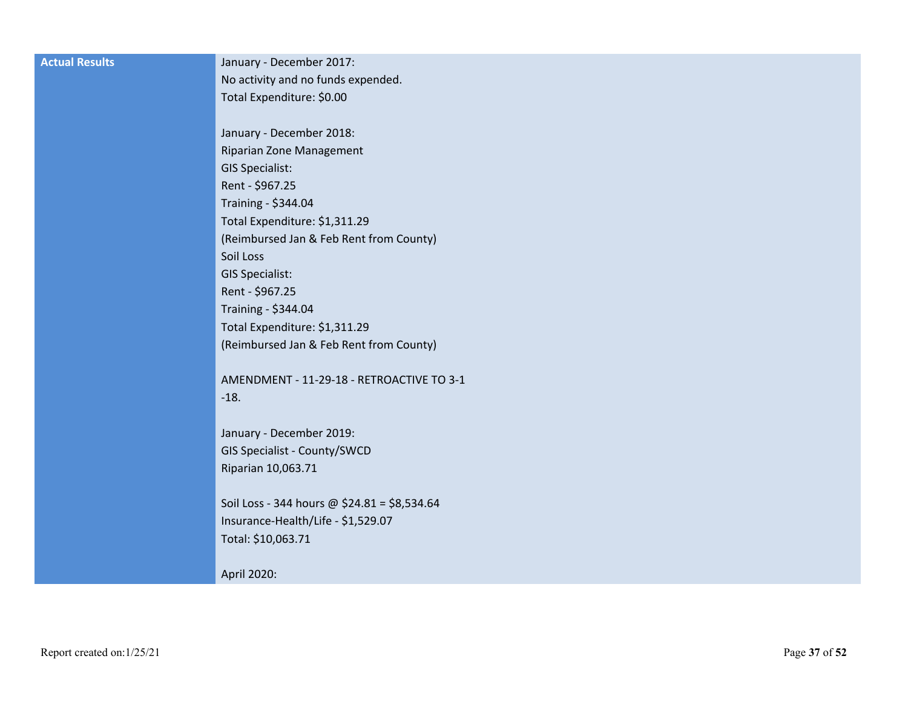| Actual Results | January - December 2017:<br>No activity and no funds expended.<br>Total Expenditure: $0.00<br><br>January - December 2018:<br>Riparian Zone Management<br>GIS Specialist:<br>Rent - $967.25<br>Training - $344.04<br>Total Expenditure: $1,311.29<br>(Reimbursed Jan & Feb Rent from County)<br>Soil Loss<br>GIS Specialist:<br>Rent - $967.25<br>Training - $344.04<br>Total Expenditure: $1,311.29<br>(Reimbursed Jan & Feb Rent from County)<br><br>AMENDMENT - 11-29-18 - RETROACTIVE TO 3-1<br>-18.<br><br>January - December 2019:<br>GIS Specialist - County/SWCD<br>Riparian 10,063.71<br><br>Soil Loss - 344 hours @ $24.81 = $8,534.64<br>Insurance-Health/Life - $1,529.07<br>Total: $10,063.71<br><br>April 2020: |
|---|---|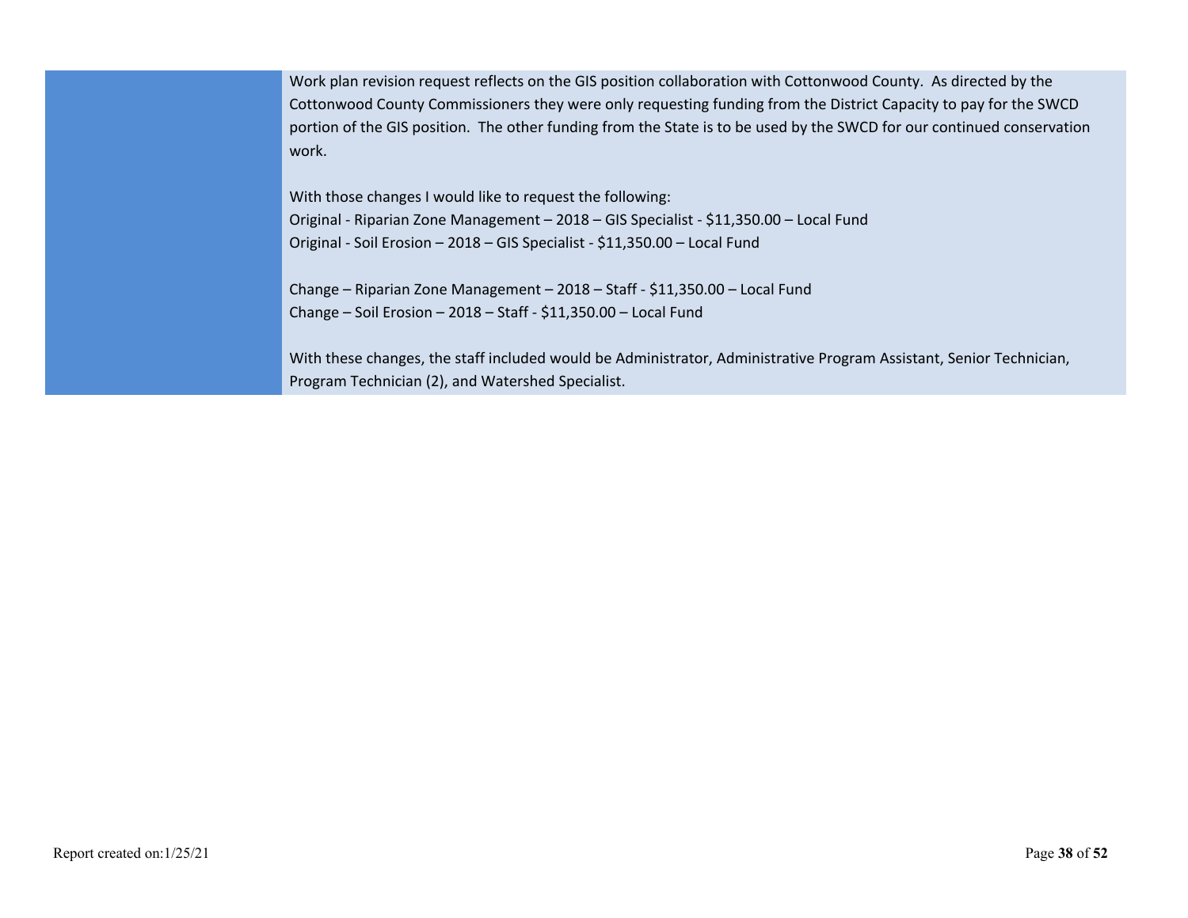Work plan revision request reflects on the GIS position collaboration with Cottonwood County. As directed by the Cottonwood County Commissioners they were only requesting funding from the District Capacity to pay for the SWCD portion of the GIS position. The other funding from the State is to be used by the SWCD for our continued conservation work.

With those changes I would like to request the following:
Original - Riparian Zone Management – 2018 – GIS Specialist - $11,350.00 – Local Fund
Original - Soil Erosion – 2018 – GIS Specialist - $11,350.00 – Local Fund

Change – Riparian Zone Management – 2018 – Staff - $11,350.00 – Local Fund
Change – Soil Erosion – 2018 – Staff - $11,350.00 – Local Fund

With these changes, the staff included would be Administrator, Administrative Program Assistant, Senior Technician, Program Technician (2), and Watershed Specialist.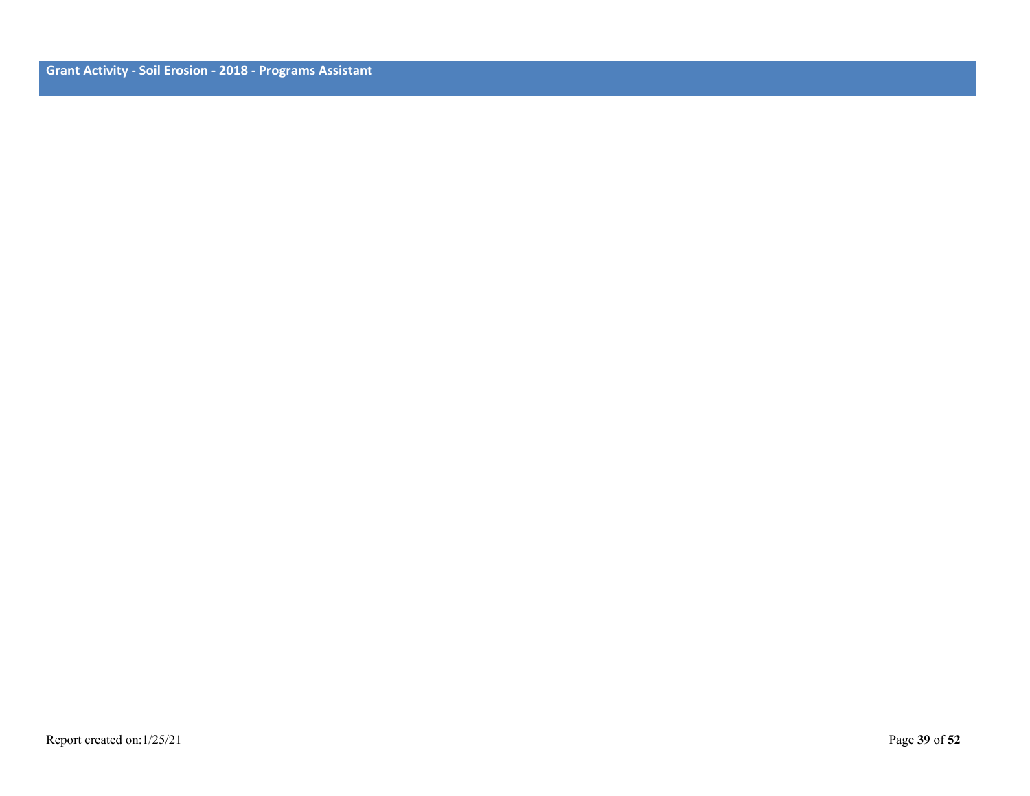## Grant Activity - Soil Erosion - 2018 - Programs Assistant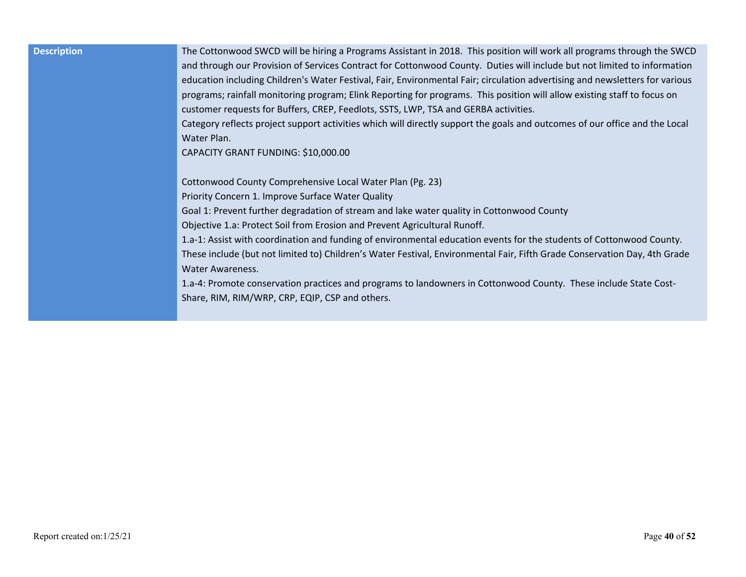| Description | The Cottonwood SWCD will be hiring a Programs Assistant in 2018. This position will work all programs through the SWCD and through our Provision of Services Contract for Cottonwood County. Duties will include but not limited to information education including Children's Water Festival, Fair, Environmental Fair; circulation advertising and newsletters for various programs; rainfall monitoring program; Elink Reporting for programs. This position will allow existing staff to focus on customer requests for Buffers, CREP, Feedlots, SSTS, LWP, TSA and GERBA activities.<br>Category reflects project support activities which will directly support the goals and outcomes of our office and the Local Water Plan.<br>CAPACITY GRANT FUNDING: $10,000.00<br><br>Cottonwood County Comprehensive Local Water Plan (Pg. 23)<br>Priority Concern 1. Improve Surface Water Quality<br>Goal 1: Prevent further degradation of stream and lake water quality in Cottonwood County<br>Objective 1.a: Protect Soil from Erosion and Prevent Agricultural Runoff.<br>1.a-1: Assist with coordination and funding of environmental education events for the students of Cottonwood County. These include (but not limited to) Children's Water Festival, Environmental Fair, Fifth Grade Conservation Day, 4th Grade Water Awareness.<br>1.a-4: Promote conservation practices and programs to landowners in Cottonwood County. These include State Cost-Share, RIM, RIM/WRP, CRP, EQIP, CSP and others. |
|---|---|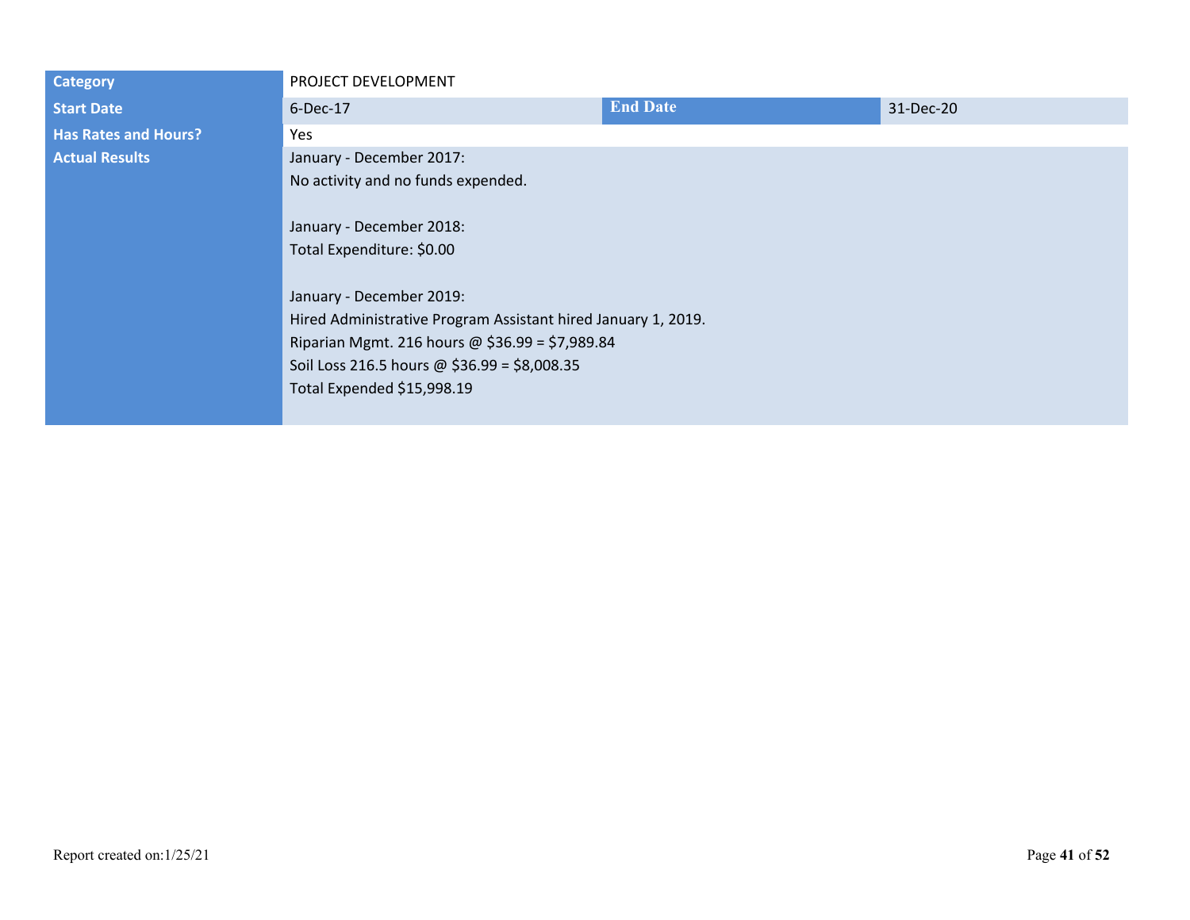| Category | PROJECT DEVELOPMENT | | |
|---|---|---|---|
| Start Date | 6-Dec-17 | End Date | 31-Dec-20 |
| Has Rates and Hours? | Yes | | |
| Actual Results | January - December 2017:<br>No activity and no funds expended.<br><br>January - December 2018:<br>Total Expenditure: $0.00<br><br>January - December 2019:<br>Hired Administrative Program Assistant hired January 1, 2019.<br>Riparian Mgmt. 216 hours @ $36.99 = $7,989.84<br>Soil Loss 216.5 hours @ $36.99 = $8,008.35<br>Total Expended $15,998.19 | | |

Report created on:1/25/21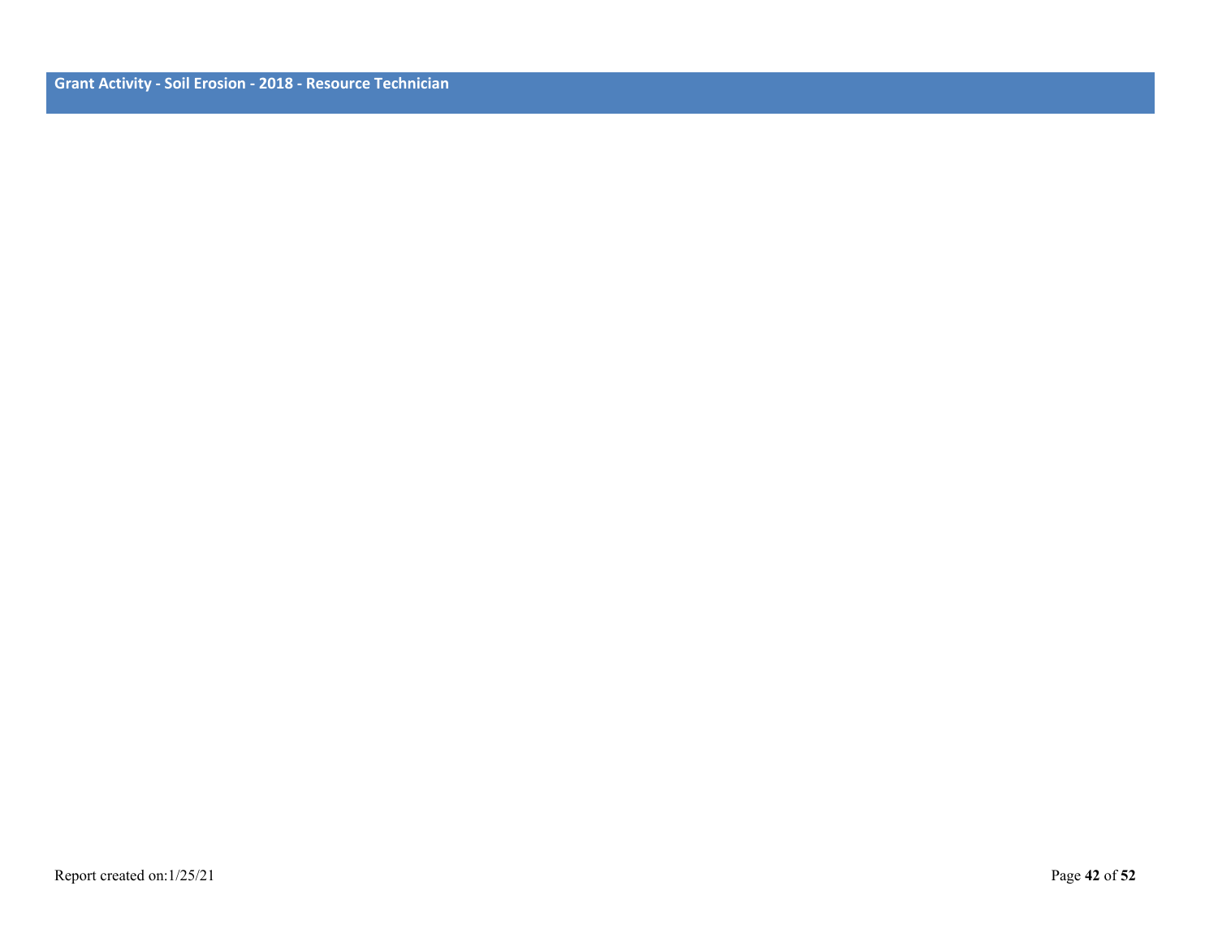## Grant Activity - Soil Erosion - 2018 - Resource Technician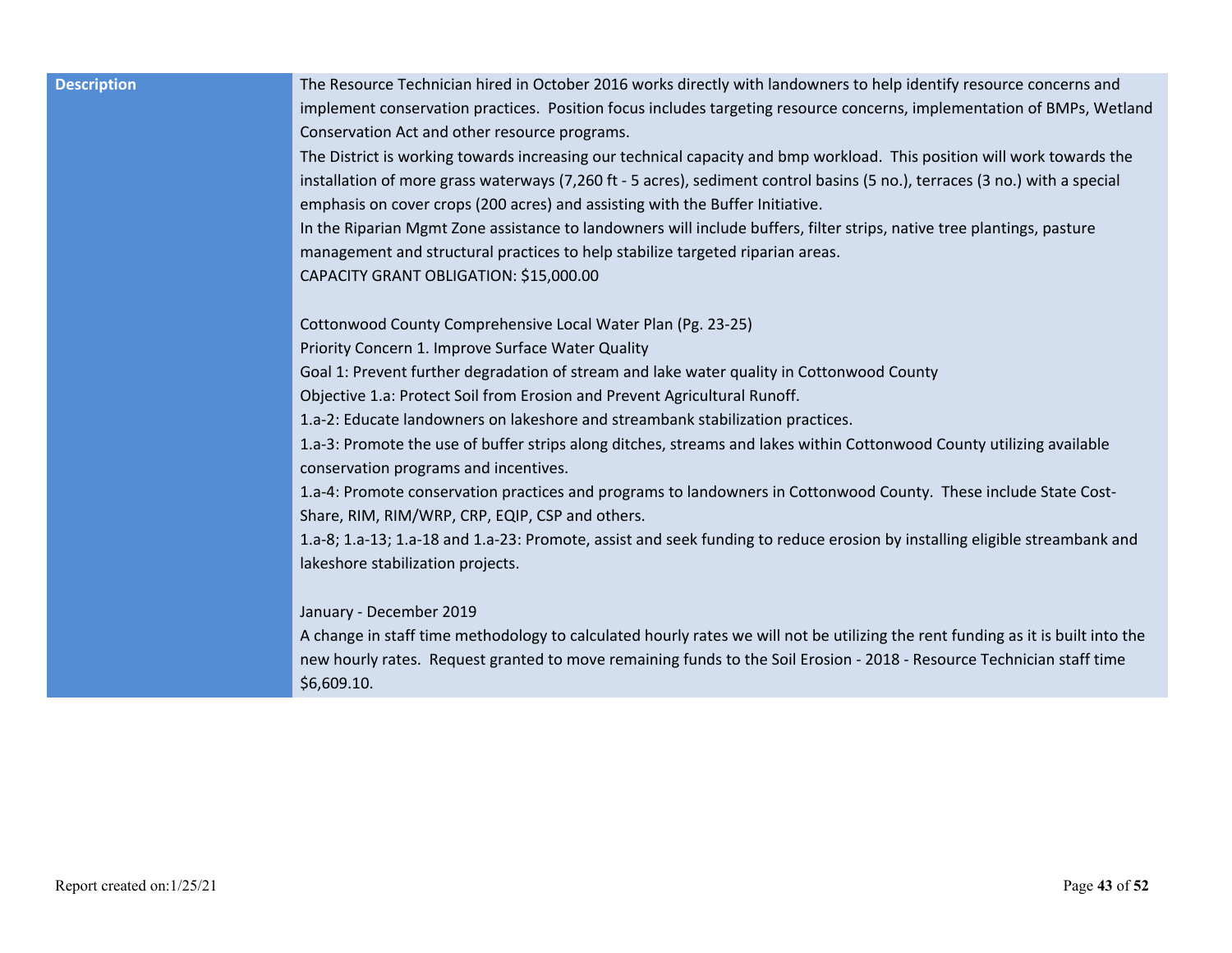| **Description** | The Resource Technician hired in October 2016 works directly with landowners to help identify resource concerns and implement conservation practices. Position focus includes targeting resource concerns, implementation of BMPs, Wetland Conservation Act and other resource programs.<br>The District is working towards increasing our technical capacity and bmp workload. This position will work towards the installation of more grass waterways (7,260 ft - 5 acres), sediment control basins (5 no.), terraces (3 no.) with a special emphasis on cover crops (200 acres) and assisting with the Buffer Initiative.<br>In the Riparian Mgmt Zone assistance to landowners will include buffers, filter strips, native tree plantings, pasture management and structural practices to help stabilize targeted riparian areas.<br>CAPACITY GRANT OBLIGATION: $15,000.00<br><br>Cottonwood County Comprehensive Local Water Plan (Pg. 23-25)<br>Priority Concern 1. Improve Surface Water Quality<br>Goal 1: Prevent further degradation of stream and lake water quality in Cottonwood County<br>Objective 1.a: Protect Soil from Erosion and Prevent Agricultural Runoff.<br>1.a-2: Educate landowners on lakeshore and streambank stabilization practices.<br>1.a-3: Promote the use of buffer strips along ditches, streams and lakes within Cottonwood County utilizing available conservation programs and incentives.<br>1.a-4: Promote conservation practices and programs to landowners in Cottonwood County. These include State Cost-Share, RIM, RIM/WRP, CRP, EQIP, CSP and others.<br>1.a-8; 1.a-13; 1.a-18 and 1.a-23: Promote, assist and seek funding to reduce erosion by installing eligible streambank and lakeshore stabilization projects.<br><br>January - December 2019<br>A change in staff time methodology to calculated hourly rates we will not be utilizing the rent funding as it is built into the new hourly rates. Request granted to move remaining funds to the Soil Erosion - 2018 - Resource Technician staff time $6,609.10. |
|---|---|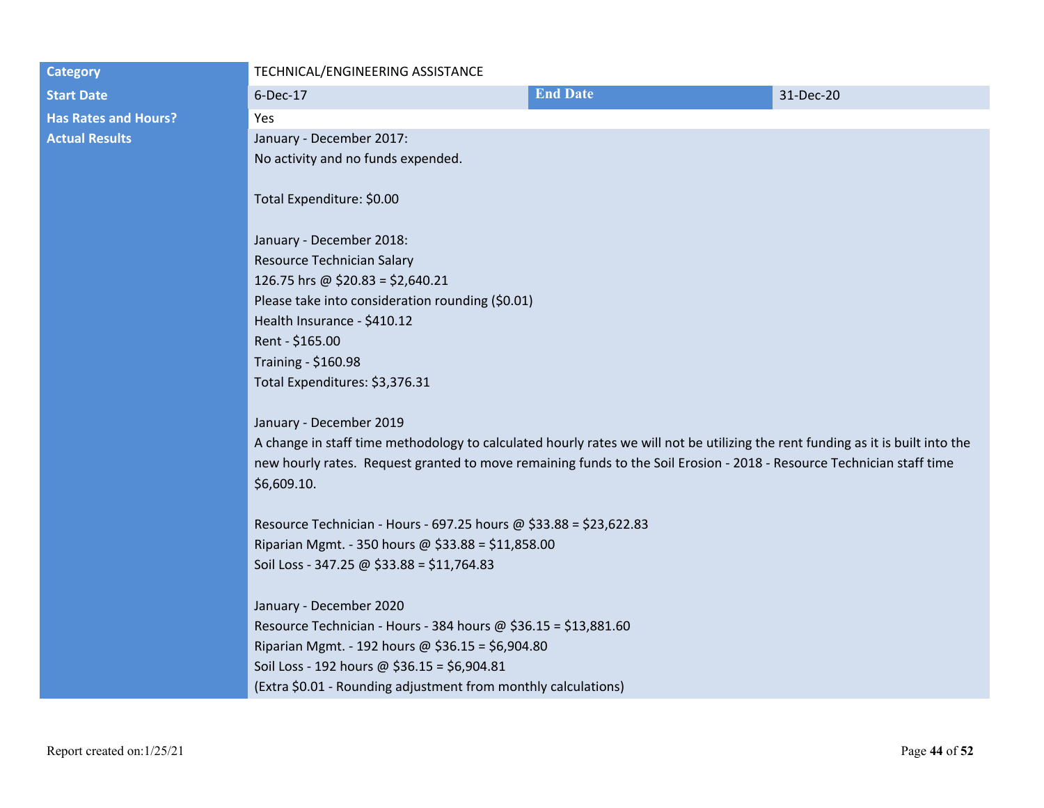| | | | |
|---|---|---|---|
| **Category** | TECHNICAL/ENGINEERING ASSISTANCE | | |
| **Start Date** | 6-Dec-17 | **End Date** | 31-Dec-20 |
| **Has Rates and Hours?** | Yes | | |
| **Actual Results** | January - December 2017:<br>No activity and no funds expended.<br><br>Total Expenditure: $0.00<br><br>January - December 2018:<br>Resource Technician Salary<br>126.75 hrs @ $20.83 = $2,640.21<br>Please take into consideration rounding ($0.01)<br>Health Insurance - $410.12<br>Rent - $165.00<br>Training - $160.98<br>Total Expenditures: $3,376.31<br><br>January - December 2019<br>A change in staff time methodology to calculated hourly rates we will not be utilizing the rent funding as it is built into the new hourly rates. Request granted to move remaining funds to the Soil Erosion - 2018 - Resource Technician staff time $6,609.10.<br><br>Resource Technician - Hours - 697.25 hours @ $33.88 = $23,622.83<br>Riparian Mgmt. - 350 hours @ $33.88 = $11,858.00<br>Soil Loss - 347.25 @ $33.88 = $11,764.83<br><br>January - December 2020<br>Resource Technician - Hours - 384 hours @ $36.15 = $13,881.60<br>Riparian Mgmt. - 192 hours @ $36.15 = $6,904.80<br>Soil Loss - 192 hours @ $36.15 = $6,904.81<br>(Extra $0.01 - Rounding adjustment from monthly calculations) | | |

Report created on:1/25/21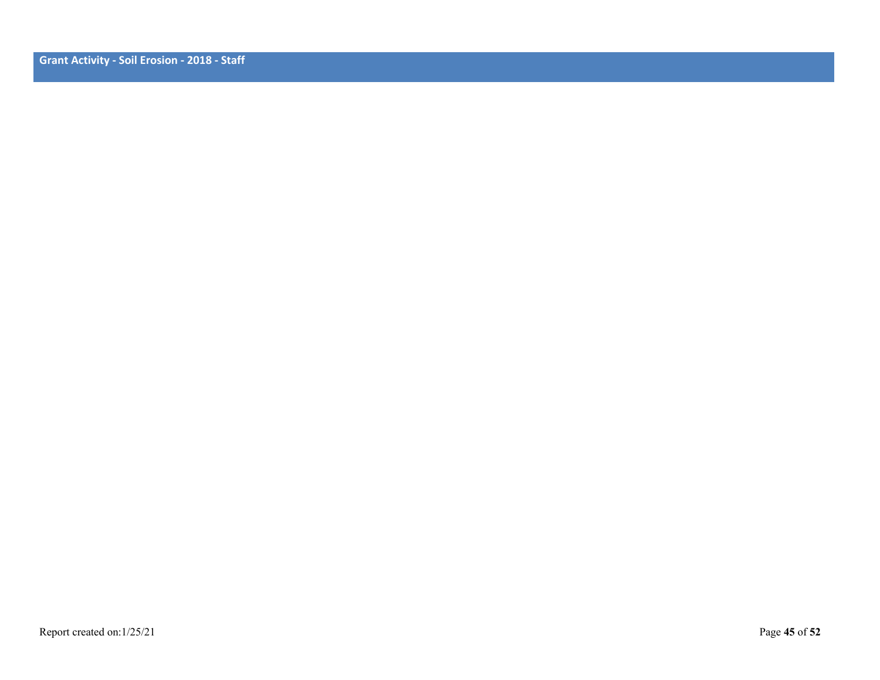## Grant Activity - Soil Erosion - 2018 - Staff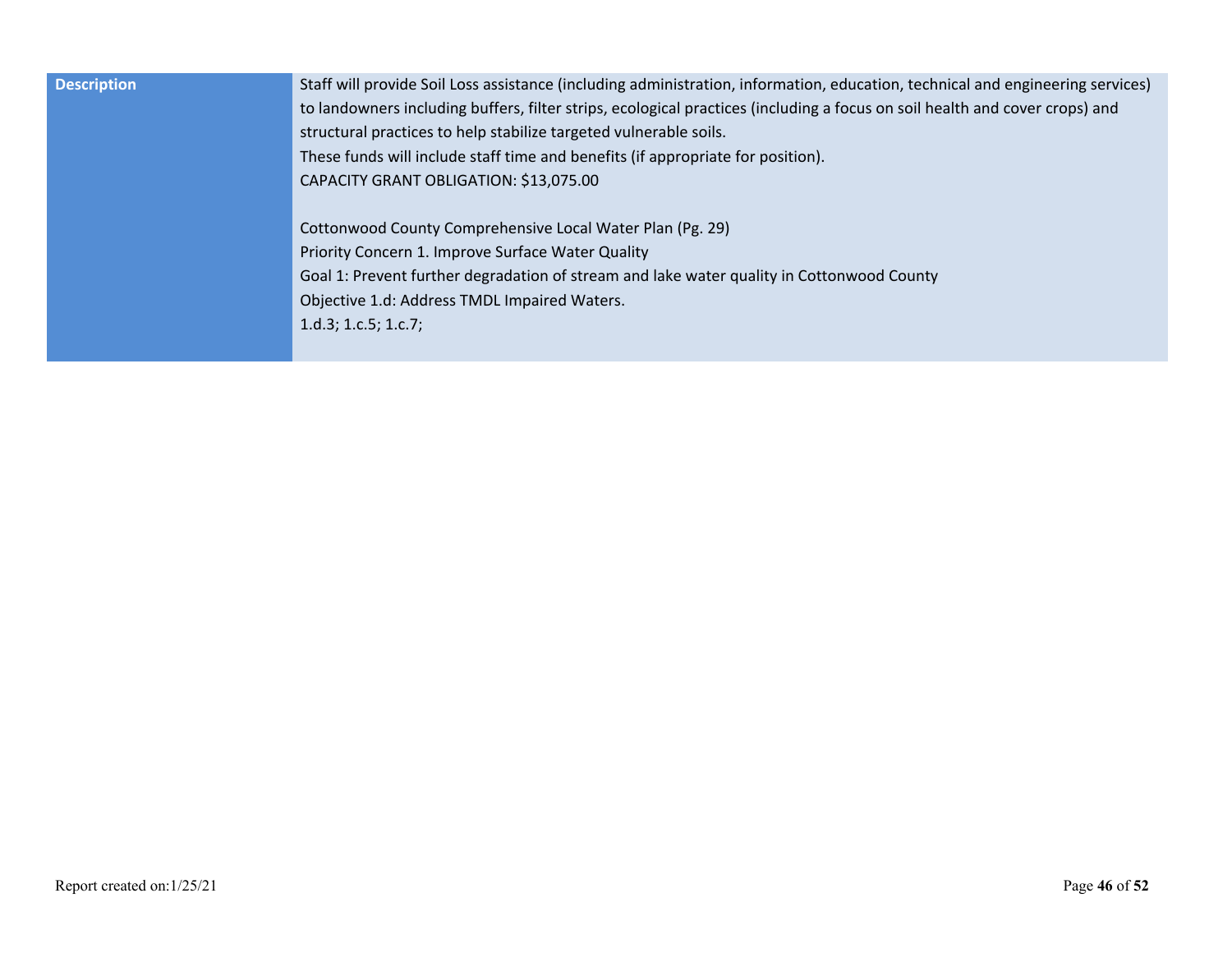| Description | Staff will provide Soil Loss assistance (including administration, information, education, technical and engineering services) to landowners including buffers, filter strips, ecological practices (including a focus on soil health and cover crops) and structural practices to help stabilize targeted vulnerable soils.<br>These funds will include staff time and benefits (if appropriate for position).<br>CAPACITY GRANT OBLIGATION: $13,075.00<br><br>Cottonwood County Comprehensive Local Water Plan (Pg. 29)<br>Priority Concern 1. Improve Surface Water Quality<br>Goal 1: Prevent further degradation of stream and lake water quality in Cottonwood County<br>Objective 1.d: Address TMDL Impaired Waters.<br>1.d.3; 1.c.5; 1.c.7; |
|---|---|

Report created on:1/25/21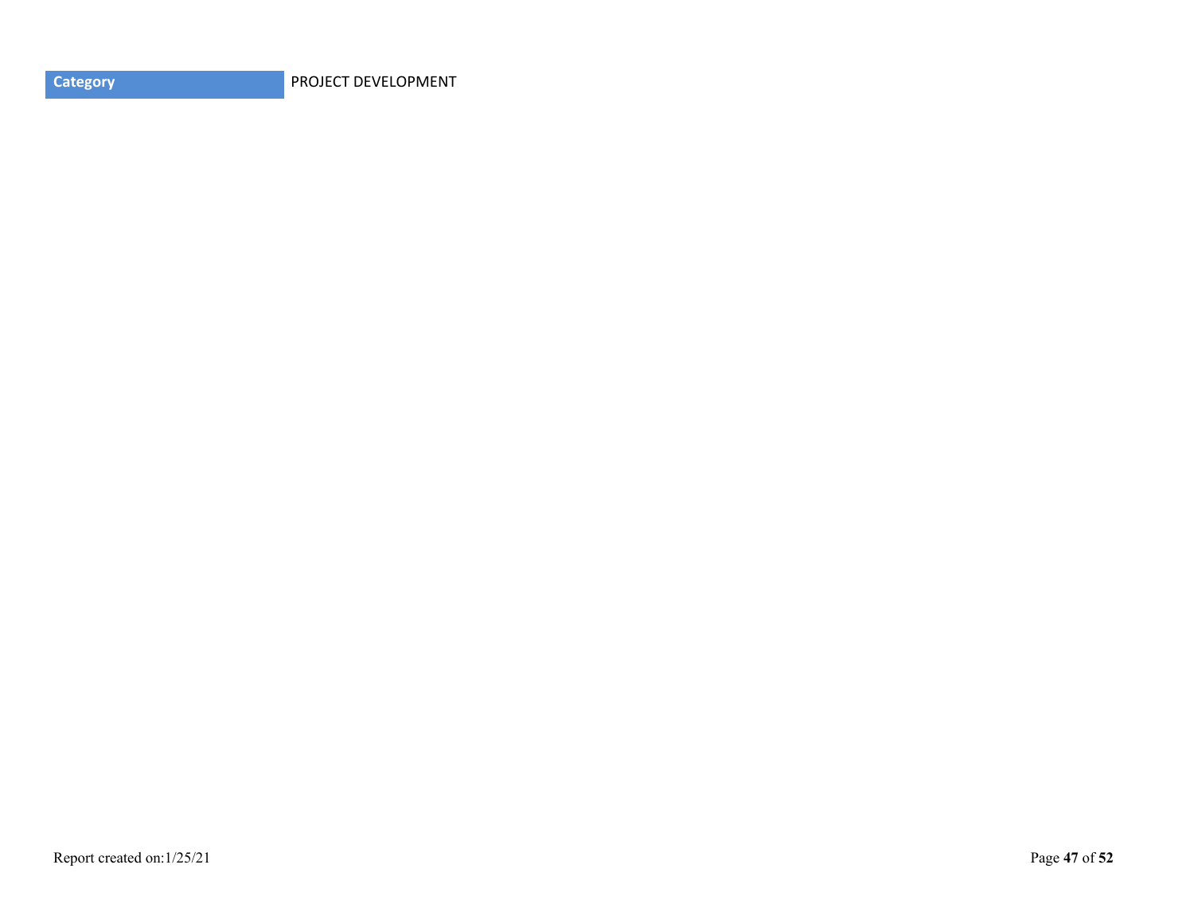| Category | PROJECT DEVELOPMENT |
| --- | --- |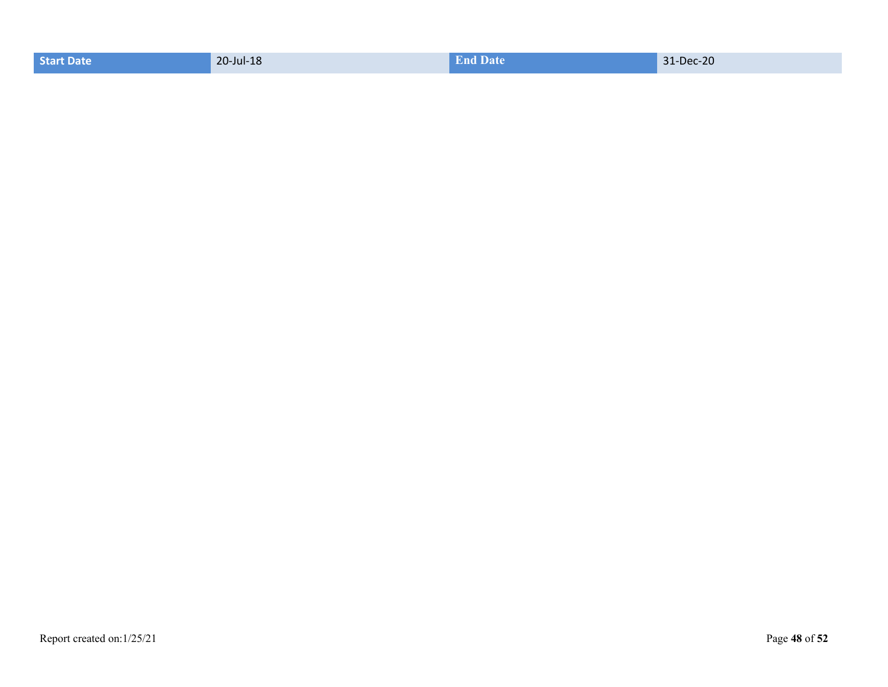| Start Date | 20-Jul-18 | End Date | 31-Dec-20 |
| --- | --- | --- | --- |

Report created on:1/25/21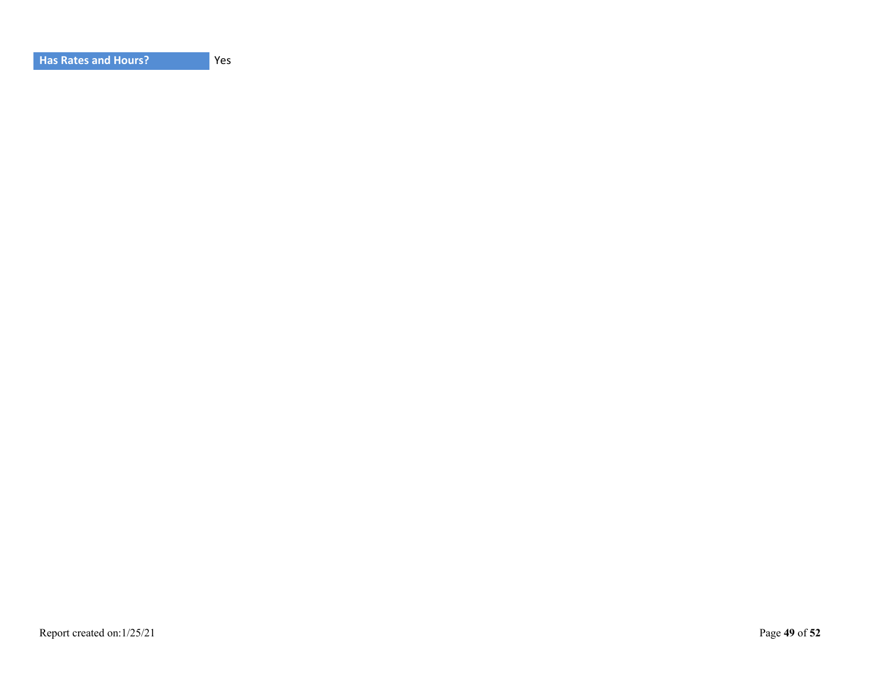| Has Rates and Hours? | Yes |
| --- | --- |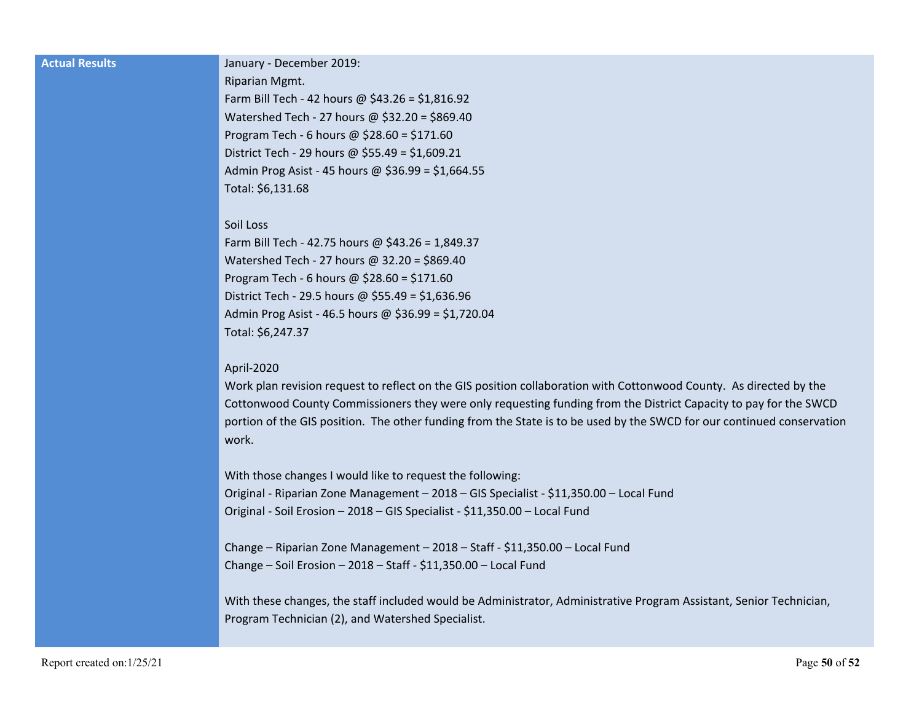| Actual Results | January - December 2019:<br>Riparian Mgmt.<br>Farm Bill Tech - 42 hours @ $43.26 = $1,816.92<br>Watershed Tech - 27 hours @ $32.20 = $869.40<br>Program Tech - 6 hours @ $28.60 = $171.60<br>District Tech - 29 hours @ $55.49 = $1,609.21<br>Admin Prog Asist - 45 hours @ $36.99 = $1,664.55<br>Total: $6,131.68<br><br>Soil Loss<br>Farm Bill Tech - 42.75 hours @ $43.26 = 1,849.37<br>Watershed Tech - 27 hours @ 32.20 = $869.40<br>Program Tech - 6 hours @ $28.60 = $171.60<br>District Tech - 29.5 hours @ $55.49 = $1,636.96<br>Admin Prog Asist - 46.5 hours @ $36.99 = $1,720.04<br>Total: $6,247.37<br><br>April-2020<br>Work plan revision request to reflect on the GIS position collaboration with Cottonwood County. As directed by the Cottonwood County Commissioners they were only requesting funding from the District Capacity to pay for the SWCD portion of the GIS position. The other funding from the State is to be used by the SWCD for our continued conservation work.<br><br>With those changes I would like to request the following:<br>Original - Riparian Zone Management – 2018 – GIS Specialist - $11,350.00 – Local Fund<br>Original - Soil Erosion – 2018 – GIS Specialist - $11,350.00 – Local Fund<br><br>Change – Riparian Zone Management – 2018 – Staff - $11,350.00 – Local Fund<br>Change – Soil Erosion – 2018 – Staff - $11,350.00 – Local Fund<br><br>With these changes, the staff included would be Administrator, Administrative Program Assistant, Senior Technician, Program Technician (2), and Watershed Specialist. |
|---|---|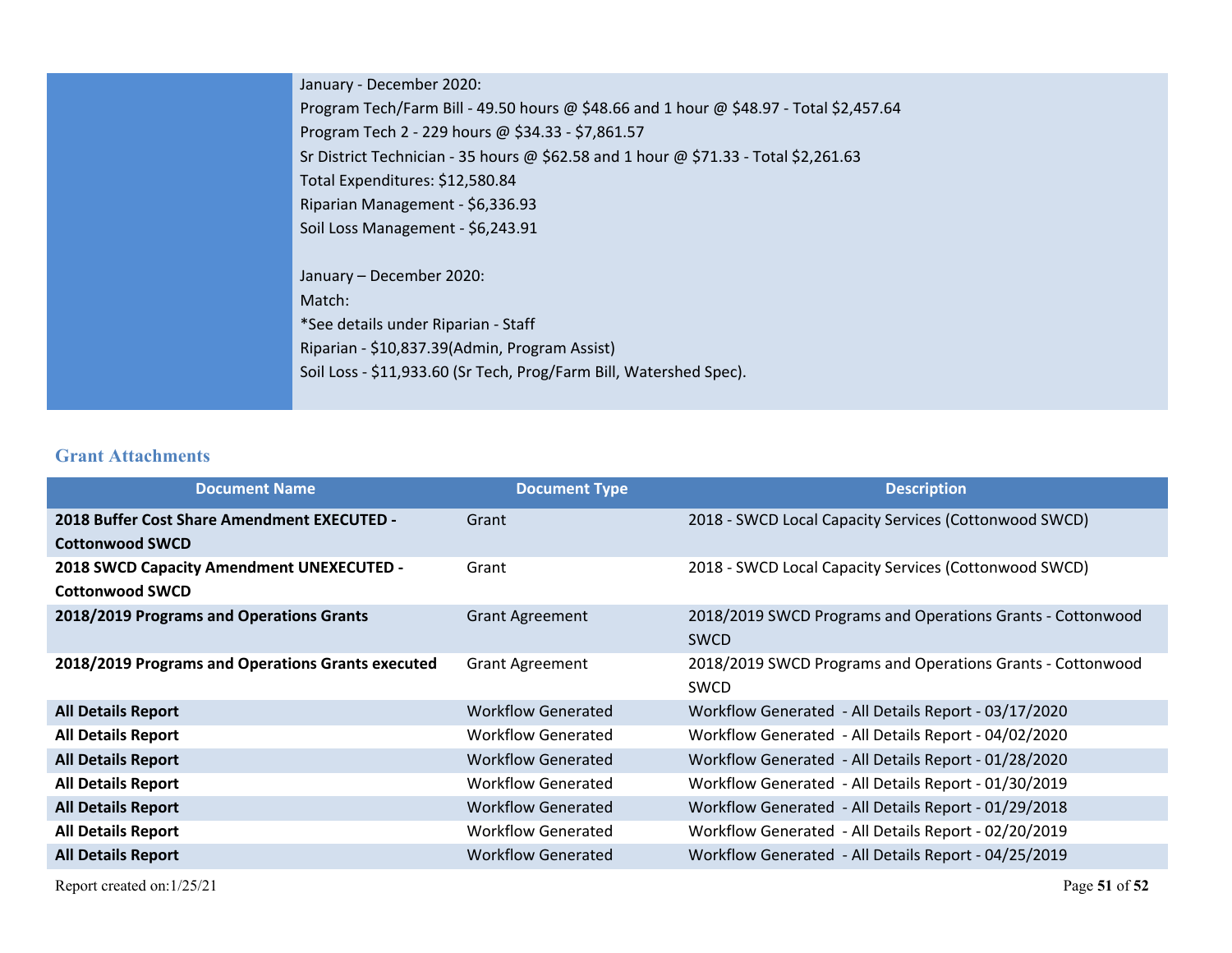| | |
|---|---|
| | January - December 2020:<br>Program Tech/Farm Bill - 49.50 hours @ $48.66 and 1 hour @ $48.97 - Total $2,457.64<br>Program Tech 2 - 229 hours @ $34.33 - $7,861.57<br>Sr District Technician - 35 hours @ $62.58 and 1 hour @ $71.33 - Total $2,261.63<br>Total Expenditures: $12,580.84<br>Riparian Management - $6,336.93<br>Soil Loss Management - $6,243.91<br><br>January – December 2020:<br>Match:<br>*See details under Riparian - Staff<br>Riparian - $10,837.39(Admin, Program Assist)<br>Soil Loss - $11,933.60 (Sr Tech, Prog/Farm Bill, Watershed Spec). |

### Grant Attachments

| Document Name | Document Type | Description |
|---|---|---|
| **2018 Buffer Cost Share Amendment EXECUTED - Cottonwood SWCD** | Grant | 2018 - SWCD Local Capacity Services (Cottonwood SWCD) |
| **2018 SWCD Capacity Amendment UNEXECUTED - Cottonwood SWCD** | Grant | 2018 - SWCD Local Capacity Services (Cottonwood SWCD) |
| **2018/2019 Programs and Operations Grants** | Grant Agreement | 2018/2019 SWCD Programs and Operations Grants - Cottonwood SWCD |
| **2018/2019 Programs and Operations Grants executed** | Grant Agreement | 2018/2019 SWCD Programs and Operations Grants - Cottonwood SWCD |
| **All Details Report** | Workflow Generated | Workflow Generated - All Details Report - 03/17/2020 |
| **All Details Report** | Workflow Generated | Workflow Generated - All Details Report - 04/02/2020 |
| **All Details Report** | Workflow Generated | Workflow Generated - All Details Report - 01/28/2020 |
| **All Details Report** | Workflow Generated | Workflow Generated - All Details Report - 01/30/2019 |
| **All Details Report** | Workflow Generated | Workflow Generated - All Details Report - 01/29/2018 |
| **All Details Report** | Workflow Generated | Workflow Generated - All Details Report - 02/20/2019 |
| **All Details Report** | Workflow Generated | Workflow Generated - All Details Report - 04/25/2019 |

Report created on:1/25/21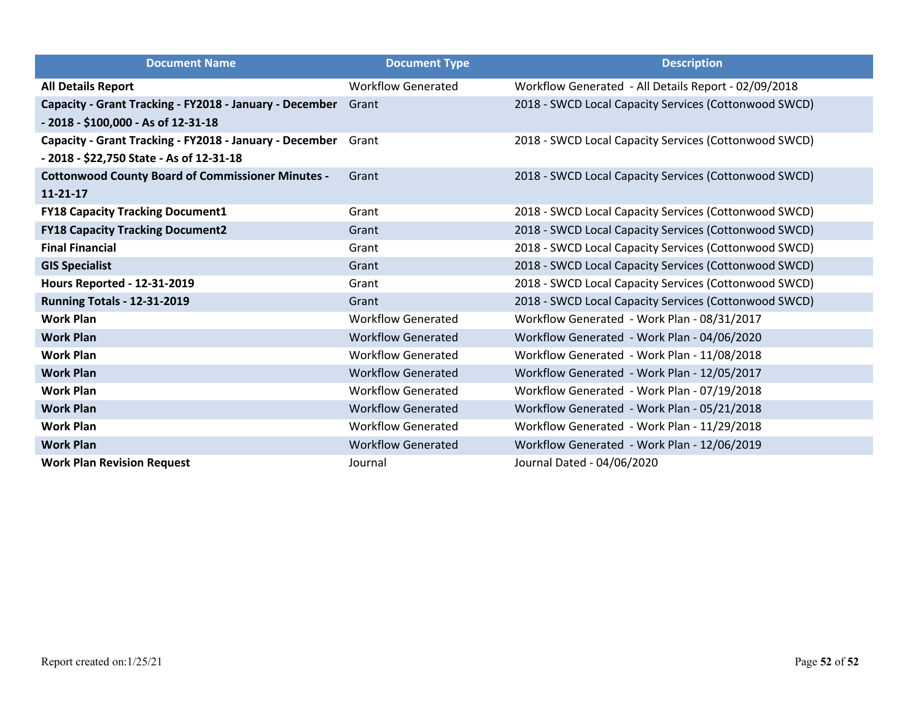| Document Name | Document Type | Description |
|---|---|---|
| **All Details Report** | Workflow Generated | Workflow Generated - All Details Report - 02/09/2018 |
| **Capacity - Grant Tracking - FY2018 - January - December - 2018 - $100,000 - As of 12-31-18** | Grant | 2018 - SWCD Local Capacity Services (Cottonwood SWCD) |
| **Capacity - Grant Tracking - FY2018 - January - December - 2018 - $22,750 State - As of 12-31-18** | Grant | 2018 - SWCD Local Capacity Services (Cottonwood SWCD) |
| **Cottonwood County Board of Commissioner Minutes - 11-21-17** | Grant | 2018 - SWCD Local Capacity Services (Cottonwood SWCD) |
| **FY18 Capacity Tracking Document1** | Grant | 2018 - SWCD Local Capacity Services (Cottonwood SWCD) |
| **FY18 Capacity Tracking Document2** | Grant | 2018 - SWCD Local Capacity Services (Cottonwood SWCD) |
| **Final Financial** | Grant | 2018 - SWCD Local Capacity Services (Cottonwood SWCD) |
| **GIS Specialist** | Grant | 2018 - SWCD Local Capacity Services (Cottonwood SWCD) |
| **Hours Reported - 12-31-2019** | Grant | 2018 - SWCD Local Capacity Services (Cottonwood SWCD) |
| **Running Totals - 12-31-2019** | Grant | 2018 - SWCD Local Capacity Services (Cottonwood SWCD) |
| **Work Plan** | Workflow Generated | Workflow Generated - Work Plan - 08/31/2017 |
| **Work Plan** | Workflow Generated | Workflow Generated - Work Plan - 04/06/2020 |
| **Work Plan** | Workflow Generated | Workflow Generated - Work Plan - 11/08/2018 |
| **Work Plan** | Workflow Generated | Workflow Generated - Work Plan - 12/05/2017 |
| **Work Plan** | Workflow Generated | Workflow Generated - Work Plan - 07/19/2018 |
| **Work Plan** | Workflow Generated | Workflow Generated - Work Plan - 05/21/2018 |
| **Work Plan** | Workflow Generated | Workflow Generated - Work Plan - 11/29/2018 |
| **Work Plan** | Workflow Generated | Workflow Generated - Work Plan - 12/06/2019 |
| **Work Plan Revision Request** | Journal | Journal Dated - 04/06/2020 |

Report created on:1/25/21